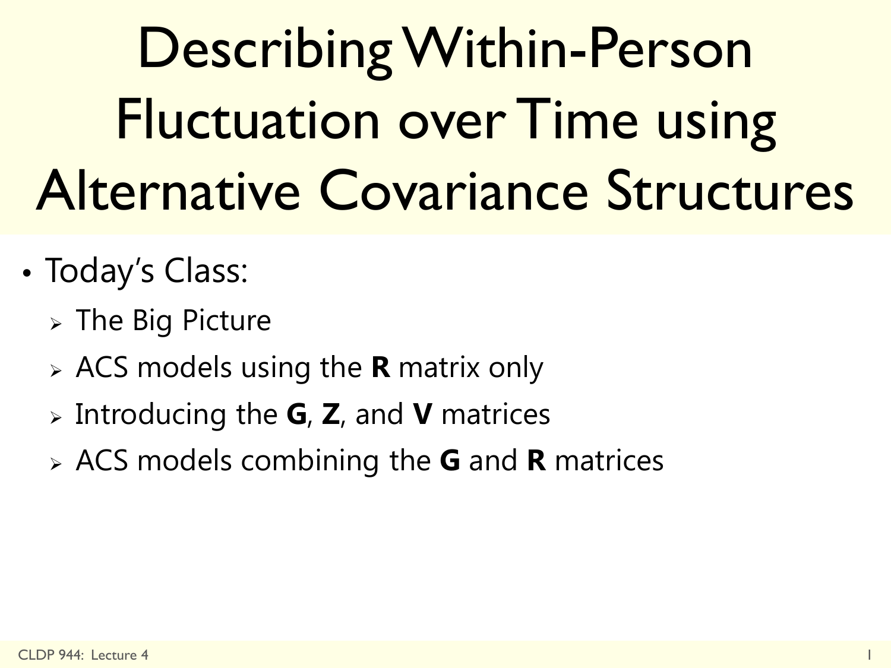# Describing Within-Person Fluctuation over Time using Alternative Covariance Structures

- Today's Class:
  - The Big Picture
  - ACS models using the **R** matrix only
  - Introducing the **G**, **Z**, and **V** matrices
  - ACS models combining the **G** and **R** matrices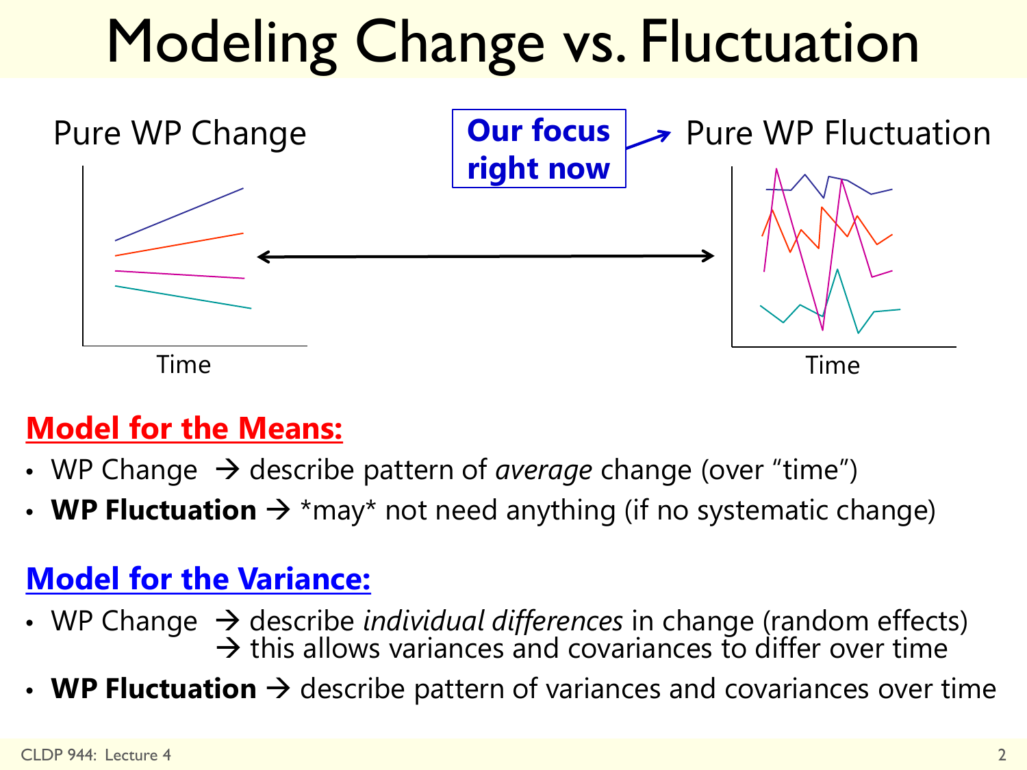# Modeling Change vs. Fluctuation

Pure WP Change

**Our focus right now** → Pure WP Fluctuation

Time

Time

## Model for the Means:

- WP Change → describe pattern of *average* change (over "time")
- **WP Fluctuation** → *may* not need anything (if no systematic change)

## Model for the Variance:

- WP Change → describe *individual differences* in change (random effects)
  → this allows variances and covariances to differ over time
- **WP Fluctuation** → describe pattern of variances and covariances over time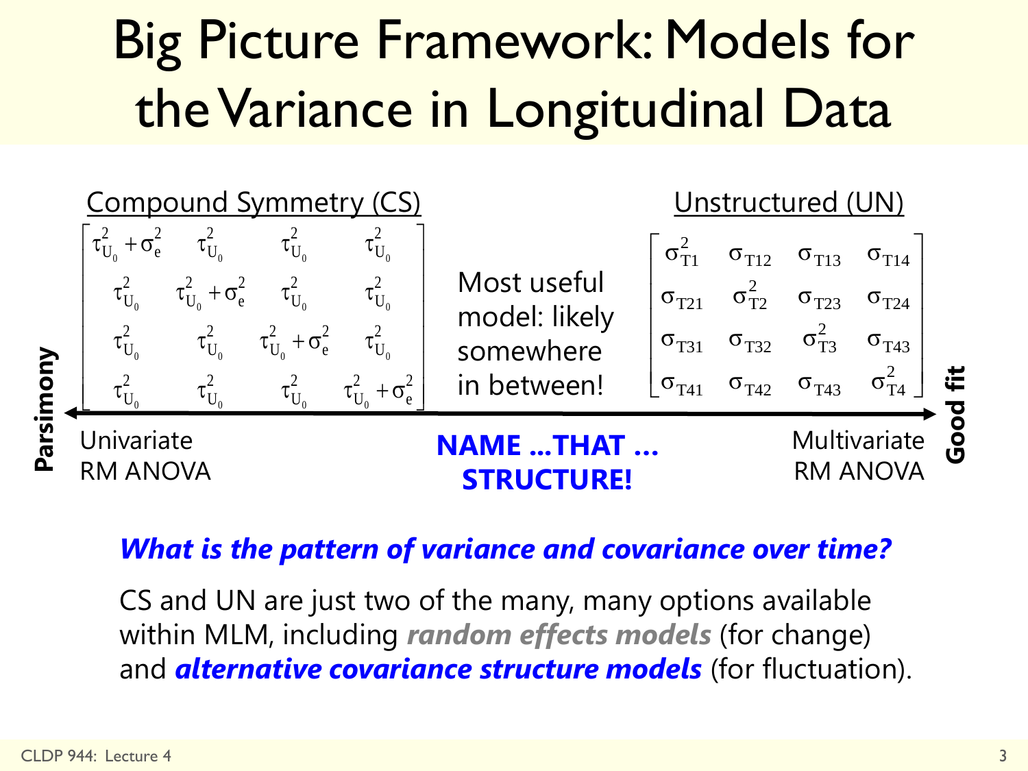# Big Picture Framework: Models for the Variance in Longitudinal Data

**Compound Symmetry (CS)**

$$\begin{bmatrix} \tau^2_{U_0}+\sigma^2_e & \tau^2_{U_0} & \tau^2_{U_0} & \tau^2_{U_0} \\ \tau^2_{U_0} & \tau^2_{U_0}+\sigma^2_e & \tau^2_{U_0} & \tau^2_{U_0} \\ \tau^2_{U_0} & \tau^2_{U_0} & \tau^2_{U_0}+\sigma^2_e & \tau^2_{U_0} \\ \tau^2_{U_0} & \tau^2_{U_0} & \tau^2_{U_0} & \tau^2_{U_0}+\sigma^2_e \end{bmatrix}$$

Univariate RM ANOVA

Most useful model: likely somewhere in between!

**Unstructured (UN)**

$$\begin{bmatrix} \sigma^2_{T1} & \sigma_{T12} & \sigma_{T13} & \sigma_{T14} \\ \sigma_{T21} & \sigma^2_{T2} & \sigma_{T23} & \sigma_{T24} \\ \sigma_{T31} & \sigma_{T32} & \sigma^2_{T3} & \sigma_{T43} \\ \sigma_{T41} & \sigma_{T42} & \sigma_{T43} & \sigma^2_{T4} \end{bmatrix}$$

Multivariate RM ANOVA

**Parsimony** ←→ **Good fit**

**NAME ...THAT ... STRUCTURE!**

***What is the pattern of variance and covariance over time?***

CS and UN are just two of the many, many options available within MLM, including ***random effects models*** (for change) and ***alternative covariance structure models*** (for fluctuation).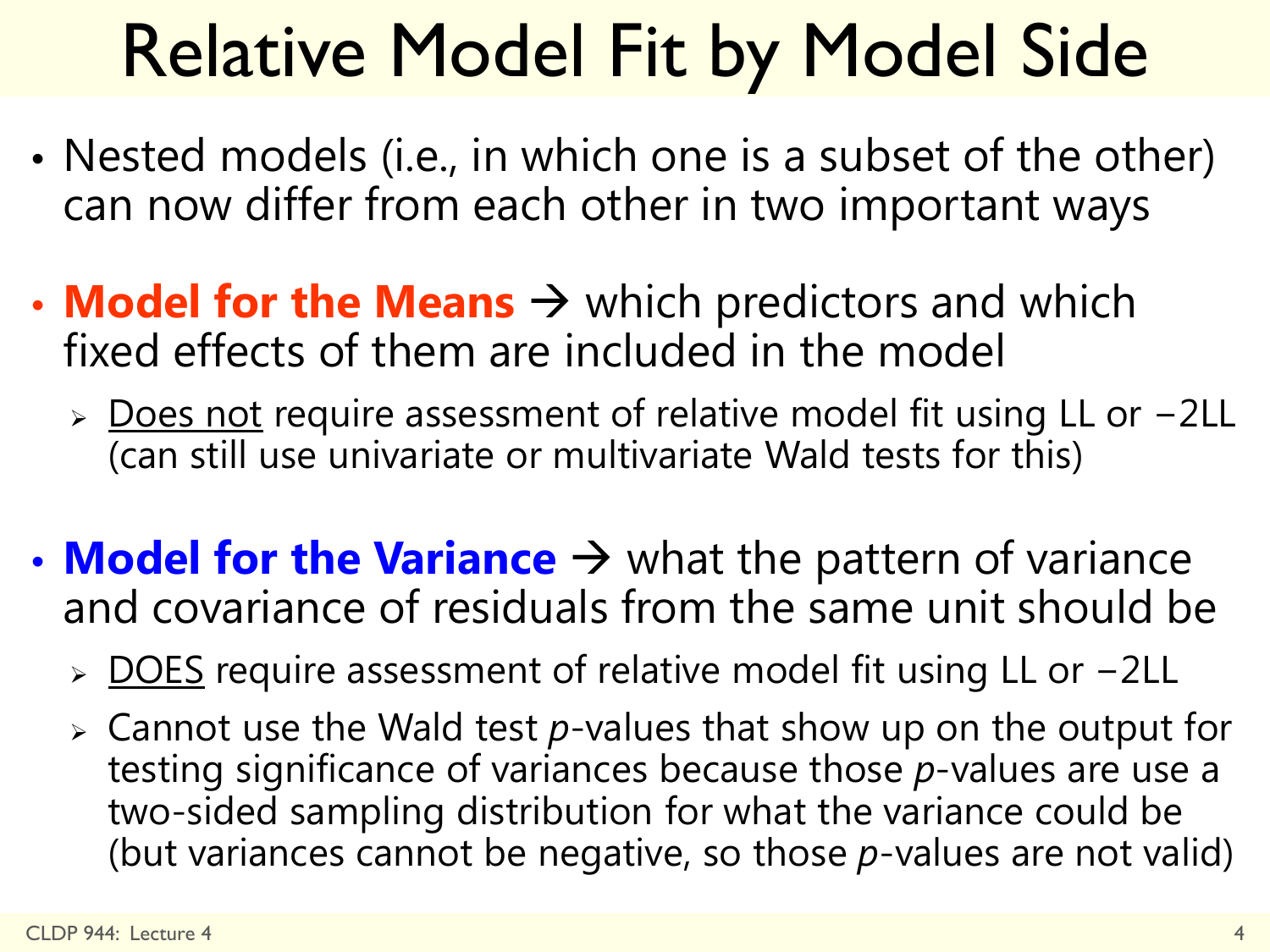# Relative Model Fit by Model Side

- Nested models (i.e., in which one is a subset of the other) can now differ from each other in two important ways
- **Model for the Means** → which predictors and which fixed effects of them are included in the model
  - Does not require assessment of relative model fit using LL or −2LL (can still use univariate or multivariate Wald tests for this)
- **Model for the Variance** → what the pattern of variance and covariance of residuals from the same unit should be
  - DOES require assessment of relative model fit using LL or −2LL
  - Cannot use the Wald test *p*-values that show up on the output for testing significance of variances because those *p*-values are use a two-sided sampling distribution for what the variance could be (but variances cannot be negative, so those *p*-values are not valid)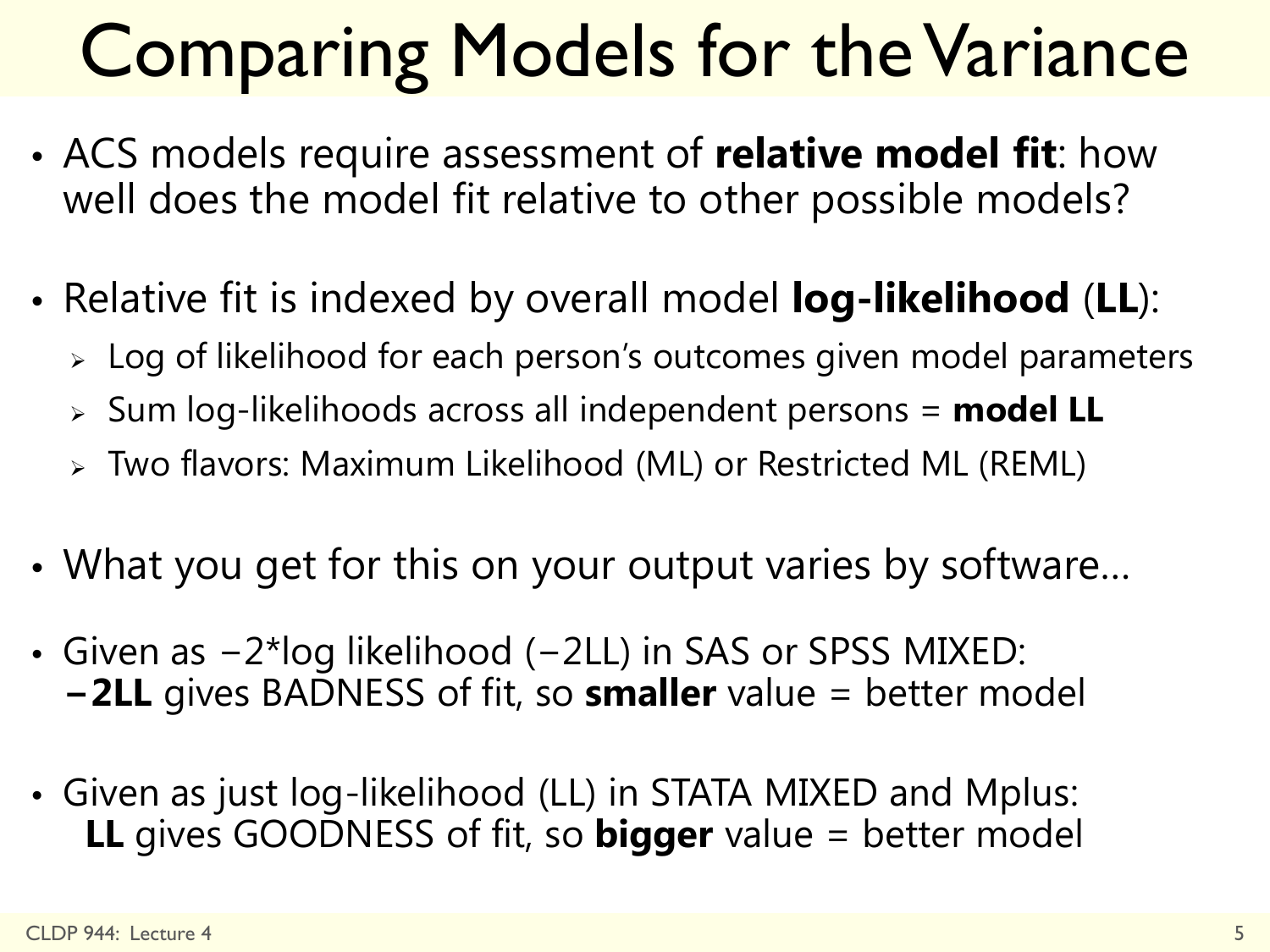# Comparing Models for the Variance

- ACS models require assessment of **relative model fit**: how well does the model fit relative to other possible models?

- Relative fit is indexed by overall model **log-likelihood** (**LL**):
  - Log of likelihood for each person's outcomes given model parameters
  - Sum log-likelihoods across all independent persons = **model LL**
  - Two flavors: Maximum Likelihood (ML) or Restricted ML (REML)

- What you get for this on your output varies by software…

- Given as −2*log likelihood (−2LL) in SAS or SPSS MIXED:
  **−2LL** gives BADNESS of fit, so **smaller** value = better model

- Given as just log-likelihood (LL) in STATA MIXED and Mplus:
  **LL** gives GOODNESS of fit, so **bigger** value = better model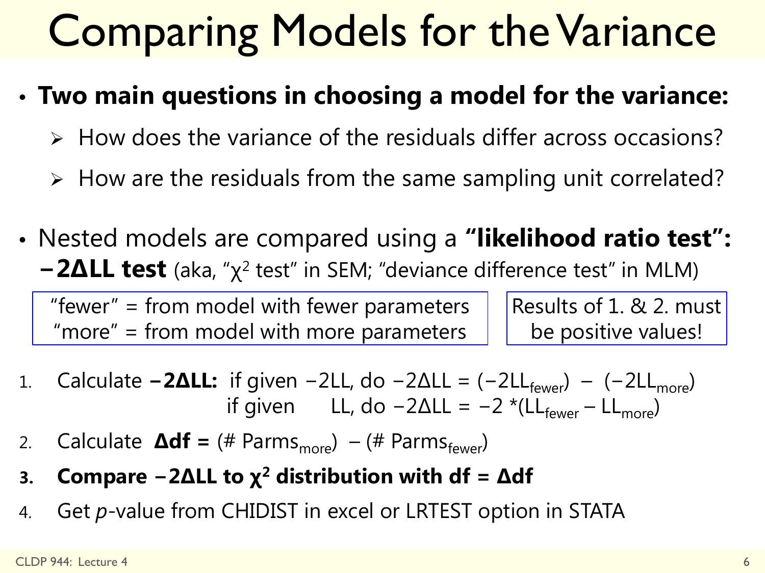# Comparing Models for the Variance

- **Two main questions in choosing a model for the variance:**
  - How does the variance of the residuals differ across occasions?
  - How are the residuals from the same sampling unit correlated?

- Nested models are compared using a **"likelihood ratio test":** **−2ΔLL test** (aka, "$\chi^2$ test" in SEM; "deviance difference test" in MLM)

"fewer" = from model with fewer parameters
"more" = from model with more parameters

Results of 1. & 2. must be positive values!

1. Calculate **−2ΔLL:** if given −2LL, do $-2\Delta LL = (-2LL_{fewer}) - (-2LL_{more})$
   if given LL, do $-2\Delta LL = -2 * (LL_{fewer} - LL_{more})$
2. Calculate **Δdf =** $(\#\ Parms_{more}) - (\#\ Parms_{fewer})$
3. **Compare −2ΔLL to $\chi^2$ distribution with df = Δdf**
4. Get *p*-value from CHIDIST in excel or LRTEST option in STATA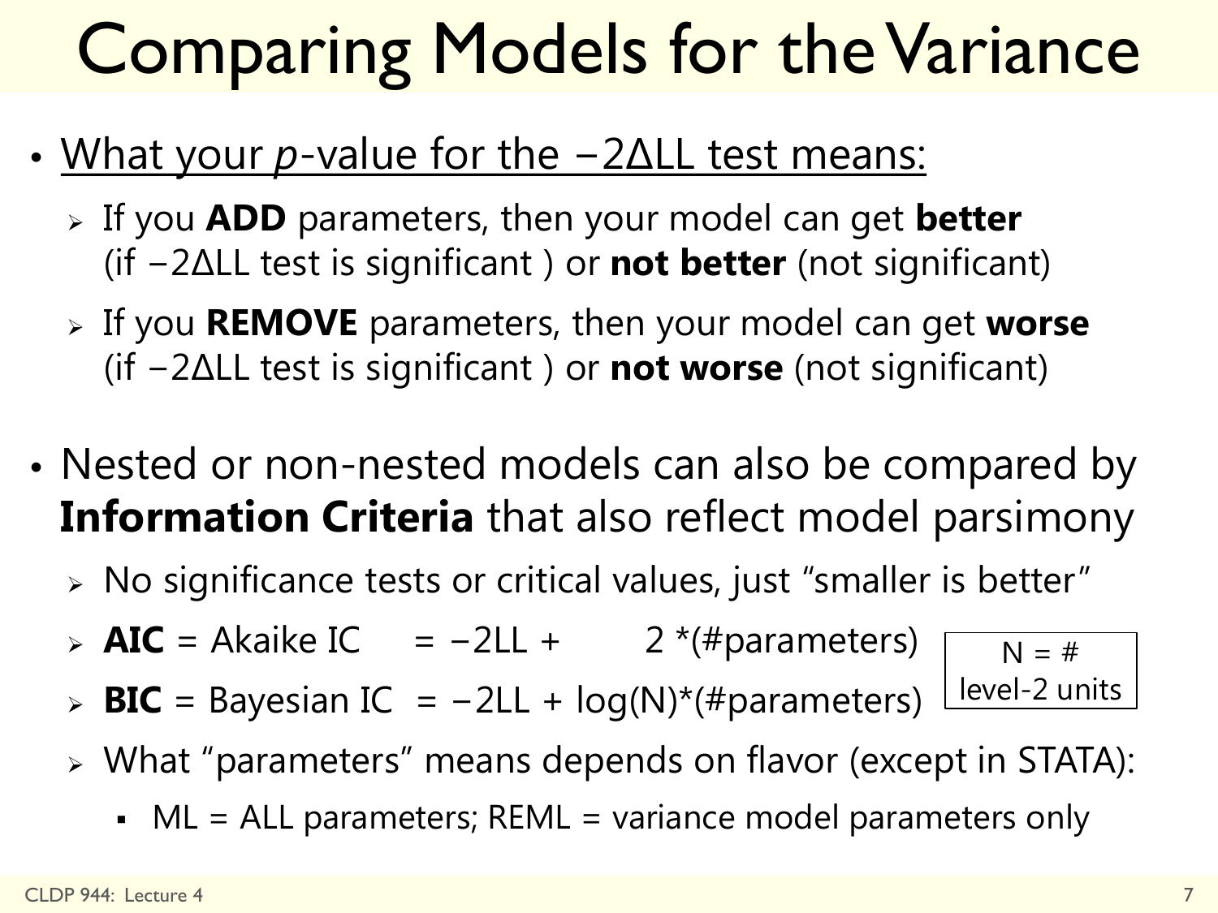# Comparing Models for the Variance

- <u>What your *p*-value for the $-2\Delta LL$ test means:</u>
  - If you **ADD** parameters, then your model can get **better** (if $-2\Delta LL$ test is significant ) or **not better** (not significant)
  - If you **REMOVE** parameters, then your model can get **worse** (if $-2\Delta LL$ test is significant ) or **not worse** (not significant)

- Nested or non-nested models can also be compared by **Information Criteria** that also reflect model parsimony
  - No significance tests or critical values, just "smaller is better"
  - **AIC** = Akaike IC = $-2LL + 2*(\#\text{parameters})$
  - **BIC** = Bayesian IC = $-2LL + \log(N)*(\#\text{parameters})$
  
    N = # level-2 units
  - What "parameters" means depends on flavor (except in STATA):
    - ML = ALL parameters; REML = variance model parameters only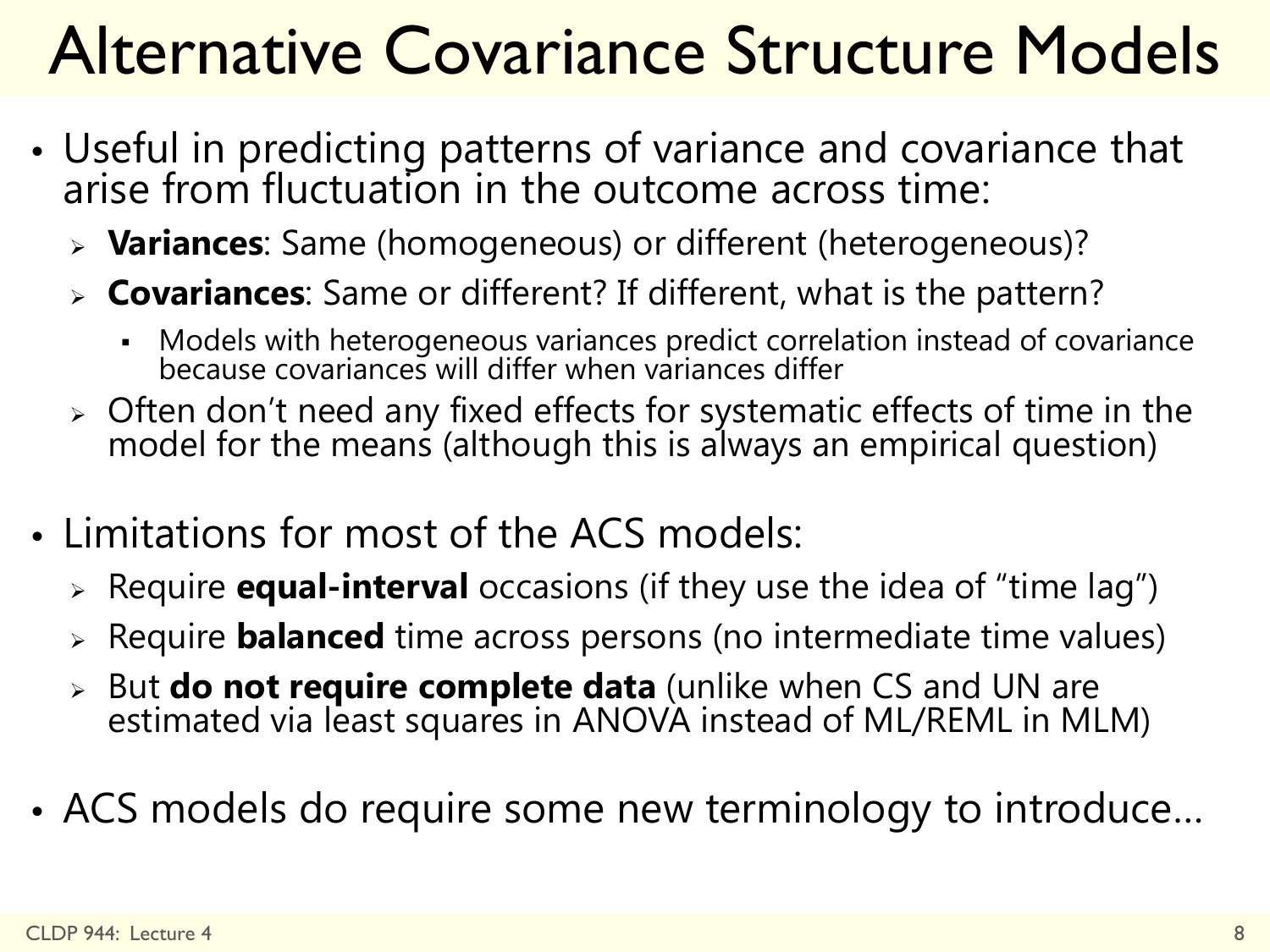# Alternative Covariance Structure Models

- Useful in predicting patterns of variance and covariance that arise from fluctuation in the outcome across time:
  - **Variances**: Same (homogeneous) or different (heterogeneous)?
  - **Covariances**: Same or different? If different, what is the pattern?
    - Models with heterogeneous variances predict correlation instead of covariance because covariances will differ when variances differ
  - Often don't need any fixed effects for systematic effects of time in the model for the means (although this is always an empirical question)

- Limitations for most of the ACS models:
  - Require **equal-interval** occasions (if they use the idea of "time lag")
  - Require **balanced** time across persons (no intermediate time values)
  - But **do not require complete data** (unlike when CS and UN are estimated via least squares in ANOVA instead of ML/REML in MLM)

- ACS models do require some new terminology to introduce…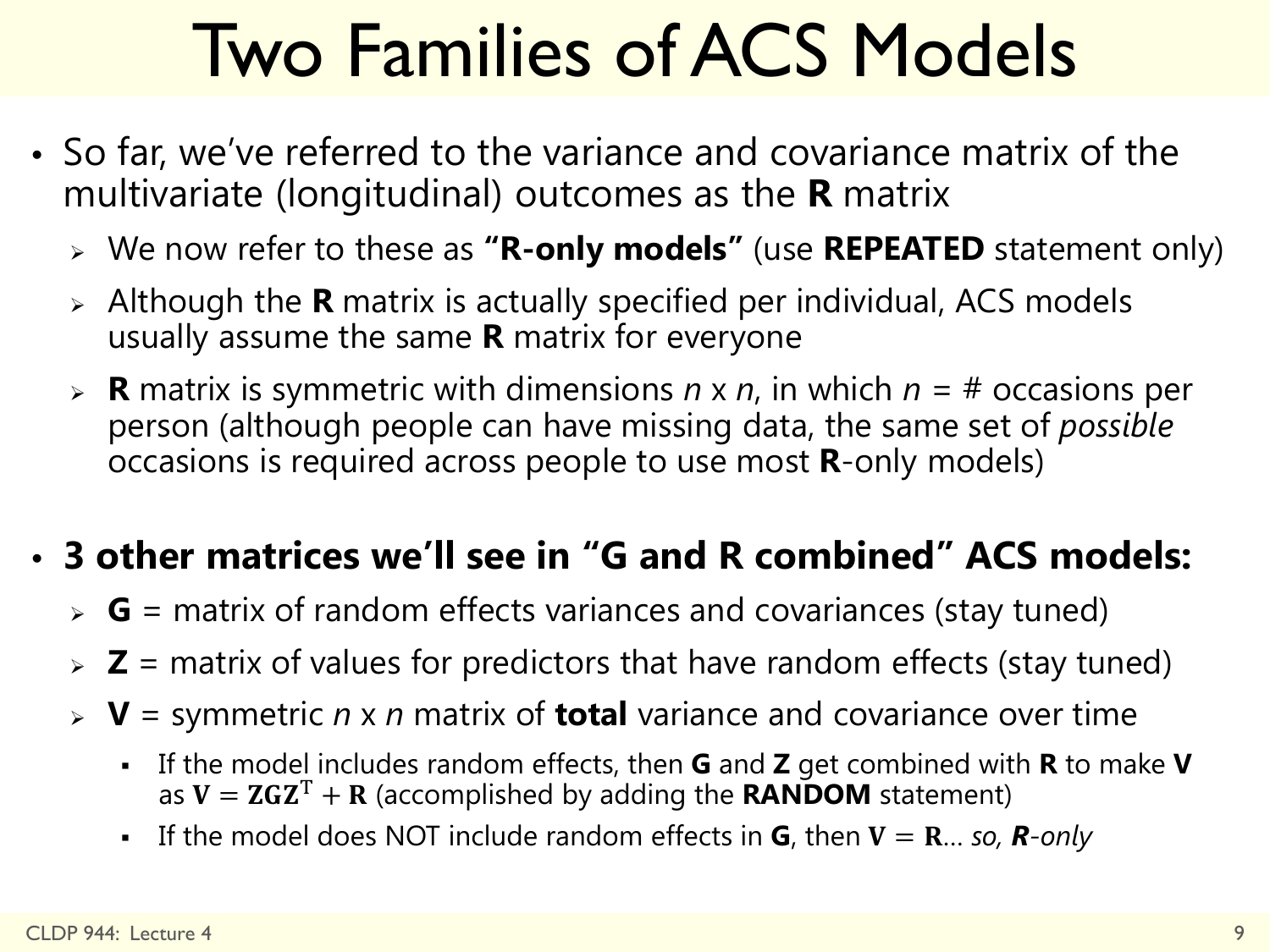# Two Families of ACS Models

- So far, we've referred to the variance and covariance matrix of the multivariate (longitudinal) outcomes as the **R** matrix
  - We now refer to these as **"R-only models"** (use **REPEATED** statement only)
  - Although the **R** matrix is actually specified per individual, ACS models usually assume the same **R** matrix for everyone
  - **R** matrix is symmetric with dimensions *n* x *n*, in which *n* = # occasions per person (although people can have missing data, the same set of *possible* occasions is required across people to use most **R**-only models)

- **3 other matrices we'll see in "G and R combined" ACS models:**
  - **G** = matrix of random effects variances and covariances (stay tuned)
  - **Z** = matrix of values for predictors that have random effects (stay tuned)
  - **V** = symmetric *n* x *n* matrix of **total** variance and covariance over time
    - If the model includes random effects, then **G** and **Z** get combined with **R** to make **V** as $\mathbf{V} = \mathbf{Z}\mathbf{G}\mathbf{Z}^{\mathrm{T}} + \mathbf{R}$ (accomplished by adding the **RANDOM** statement)
    - If the model does NOT include random effects in **G**, then $\mathbf{V} = \mathbf{R}$… *so, **R**-only*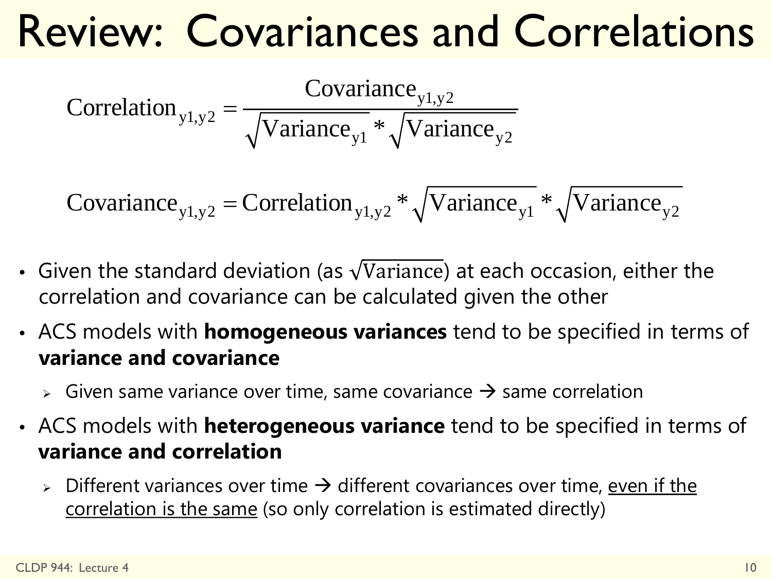# Review: Covariances and Correlations

$$\text{Correlation}_{\text{y1,y2}} = \frac{\text{Covariance}_{\text{y1,y2}}}{\sqrt{\text{Variance}_{\text{y1}}} * \sqrt{\text{Variance}_{\text{y2}}}}$$

$$\text{Covariance}_{\text{y1,y2}} = \text{Correlation}_{\text{y1,y2}} * \sqrt{\text{Variance}_{\text{y1}}} * \sqrt{\text{Variance}_{\text{y2}}}$$

- Given the standard deviation (as $\sqrt{\text{Variance}}$) at each occasion, either the correlation and covariance can be calculated given the other
- ACS models with **homogeneous variances** tend to be specified in terms of **variance and covariance**
  - Given same variance over time, same covariance → same correlation
- ACS models with **heterogeneous variance** tend to be specified in terms of **variance and correlation**
  - Different variances over time → different covariances over time, <u>even if the correlation is the same</u> (so only correlation is estimated directly)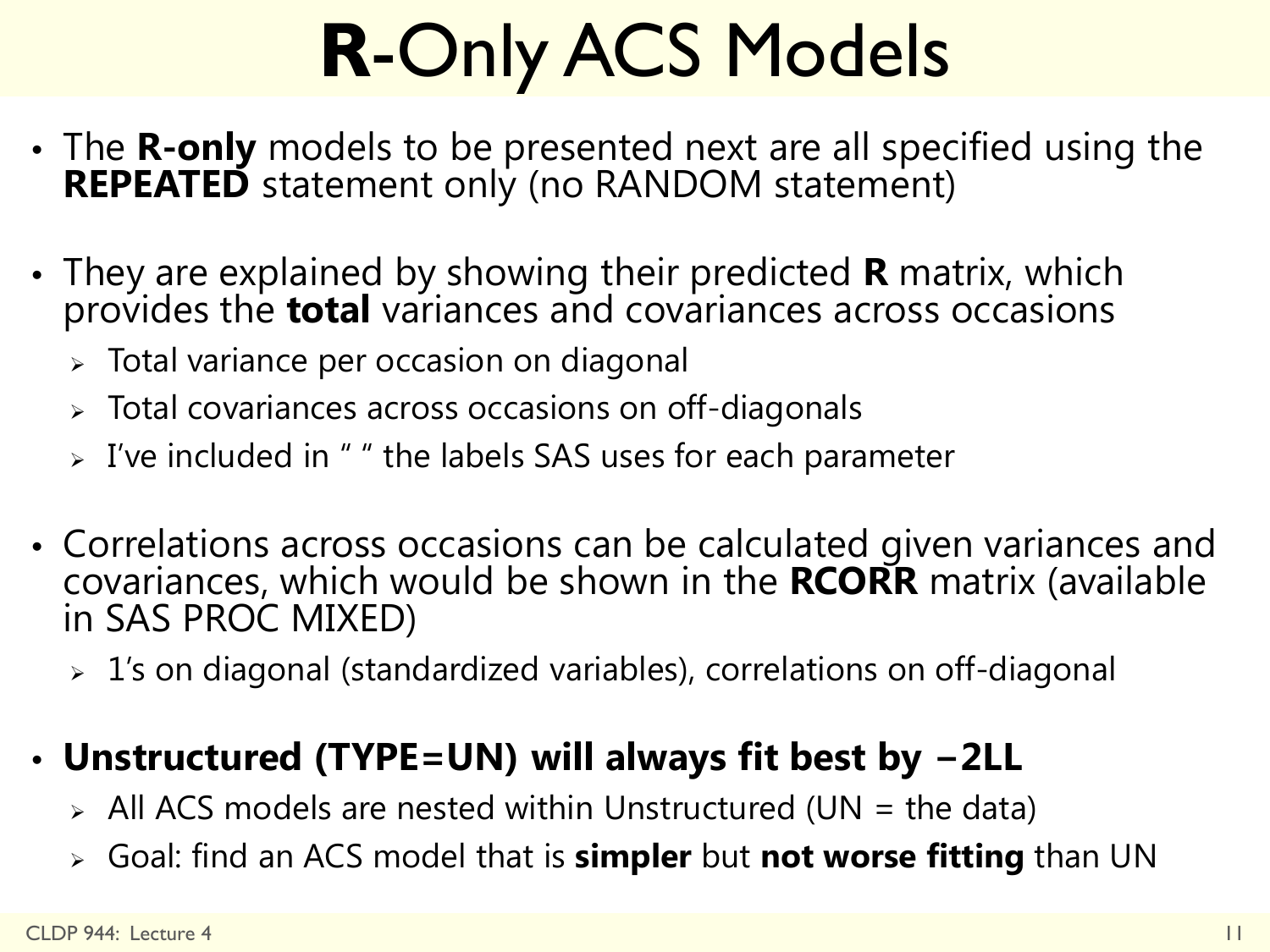# **R**-Only ACS Models

- The **R-only** models to be presented next are all specified using the **REPEATED** statement only (no RANDOM statement)
- They are explained by showing their predicted **R** matrix, which provides the **total** variances and covariances across occasions
  - Total variance per occasion on diagonal
  - Total covariances across occasions on off-diagonals
  - I've included in " " the labels SAS uses for each parameter
- Correlations across occasions can be calculated given variances and covariances, which would be shown in the **RCORR** matrix (available in SAS PROC MIXED)
  - 1's on diagonal (standardized variables), correlations on off-diagonal
- **Unstructured (TYPE=UN) will always fit best by −2LL**
  - All ACS models are nested within Unstructured (UN = the data)
  - Goal: find an ACS model that is **simpler** but **not worse fitting** than UN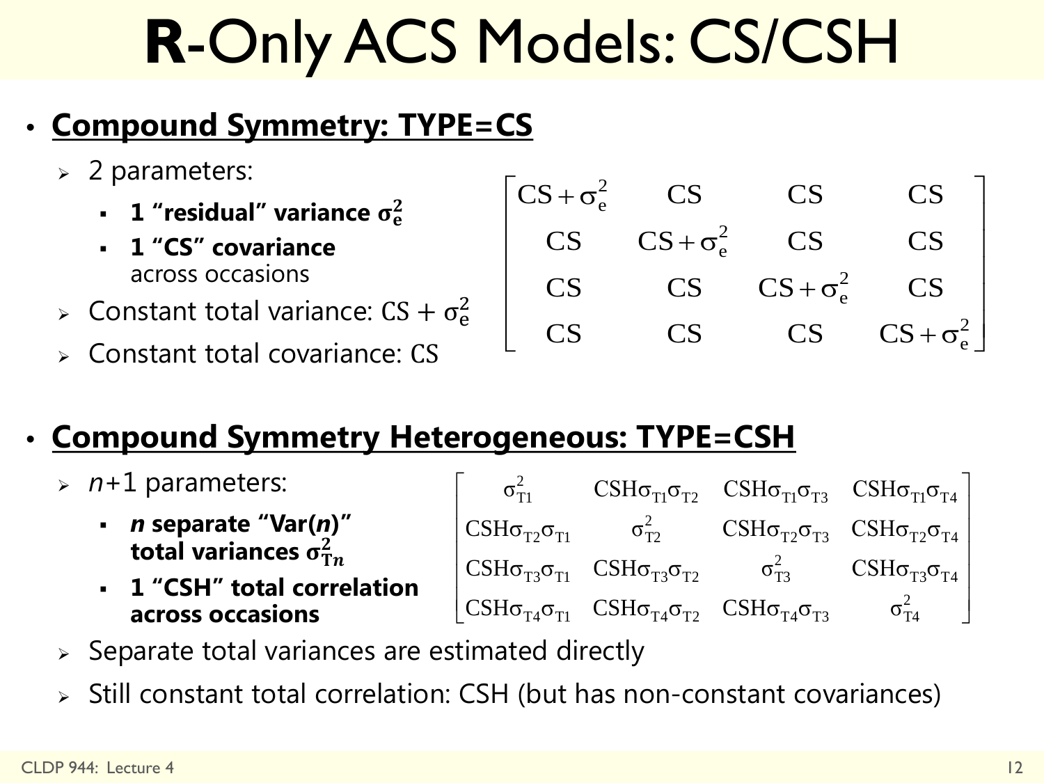# **R**-Only ACS Models: CS/CSH

- **Compound Symmetry: TYPE=CS**
  - 2 parameters:
    - **1 "residual" variance $\sigma_e^2$**
    - **1 "CS" covariance** across occasions
  - Constant total variance: $CS + \sigma_e^2$
  - Constant total covariance: $CS$

$$\begin{bmatrix} CS+\sigma_e^2 & CS & CS & CS \\ CS & CS+\sigma_e^2 & CS & CS \\ CS & CS & CS+\sigma_e^2 & CS \\ CS & CS & CS & CS+\sigma_e^2 \end{bmatrix}$$

- **Compound Symmetry Heterogeneous: TYPE=CSH**
  - *n*+1 parameters:
    - ***n* separate "Var(*n*)" total variances $\sigma_{Tn}^2$**
    - **1 "CSH" total correlation across occasions**
  - Separate total variances are estimated directly
  - Still constant total correlation: CSH (but has non-constant covariances)

$$\begin{bmatrix} \sigma_{T1}^2 & CSH\sigma_{T1}\sigma_{T2} & CSH\sigma_{T1}\sigma_{T3} & CSH\sigma_{T1}\sigma_{T4} \\ CSH\sigma_{T2}\sigma_{T1} & \sigma_{T2}^2 & CSH\sigma_{T2}\sigma_{T3} & CSH\sigma_{T2}\sigma_{T4} \\ CSH\sigma_{T3}\sigma_{T1} & CSH\sigma_{T3}\sigma_{T2} & \sigma_{T3}^2 & CSH\sigma_{T3}\sigma_{T4} \\ CSH\sigma_{T4}\sigma_{T1} & CSH\sigma_{T4}\sigma_{T2} & CSH\sigma_{T4}\sigma_{T3} & \sigma_{T4}^2 \end{bmatrix}$$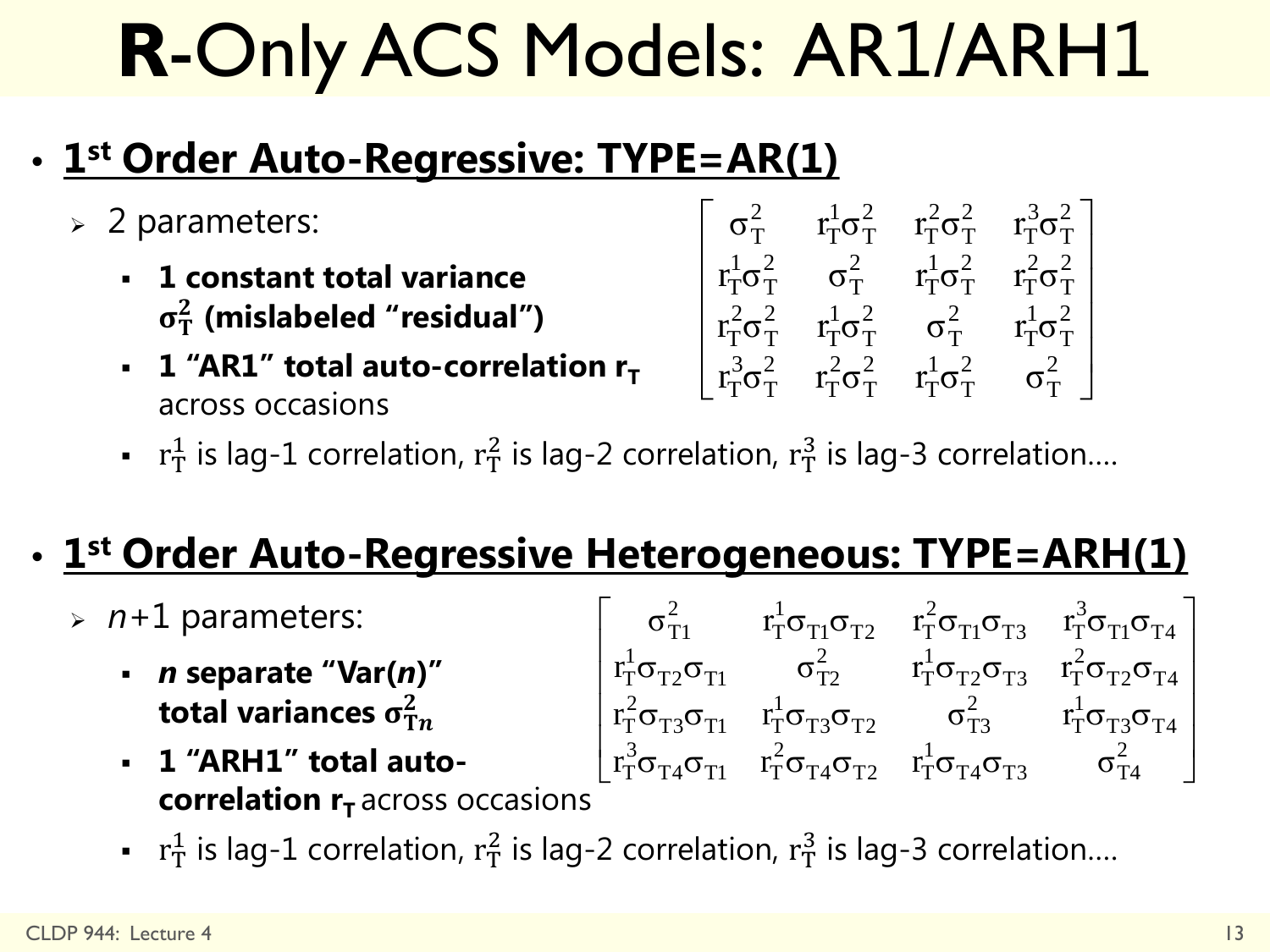# **R**-Only ACS Models: AR1/ARH1

- **1st Order Auto-Regressive: TYPE=AR(1)**
  - 2 parameters:
    - **1 constant total variance $\sigma^2_T$ (mislabeled "residual")**
    - **1 "AR1" total auto-correlation $r_T$** across occasions

$$\begin{bmatrix} \sigma^2_T & r^1_T\sigma^2_T & r^2_T\sigma^2_T & r^3_T\sigma^2_T \\ r^1_T\sigma^2_T & \sigma^2_T & r^1_T\sigma^2_T & r^2_T\sigma^2_T \\ r^2_T\sigma^2_T & r^1_T\sigma^2_T & \sigma^2_T & r^1_T\sigma^2_T \\ r^3_T\sigma^2_T & r^2_T\sigma^2_T & r^1_T\sigma^2_T & \sigma^2_T \end{bmatrix}$$

    - $r^1_T$ is lag-1 correlation, $r^2_T$ is lag-2 correlation, $r^3_T$ is lag-3 correlation….

- **1st Order Auto-Regressive Heterogeneous: TYPE=ARH(1)**
  - *n*+1 parameters:
    - ***n* separate "Var(*n*)" total variances $\sigma^2_{Tn}$**
    - **1 "ARH1" total auto-correlation $r_T$** across occasions

$$\begin{bmatrix} \sigma^2_{T1} & r^1_T\sigma_{T1}\sigma_{T2} & r^2_T\sigma_{T1}\sigma_{T3} & r^3_T\sigma_{T1}\sigma_{T4} \\ r^1_T\sigma_{T2}\sigma_{T1} & \sigma^2_{T2} & r^1_T\sigma_{T2}\sigma_{T3} & r^2_T\sigma_{T2}\sigma_{T4} \\ r^2_T\sigma_{T3}\sigma_{T1} & r^1_T\sigma_{T3}\sigma_{T2} & \sigma^2_{T3} & r^1_T\sigma_{T3}\sigma_{T4} \\ r^3_T\sigma_{T4}\sigma_{T1} & r^2_T\sigma_{T4}\sigma_{T2} & r^1_T\sigma_{T4}\sigma_{T3} & \sigma^2_{T4} \end{bmatrix}$$

    - $r^1_T$ is lag-1 correlation, $r^2_T$ is lag-2 correlation, $r^3_T$ is lag-3 correlation….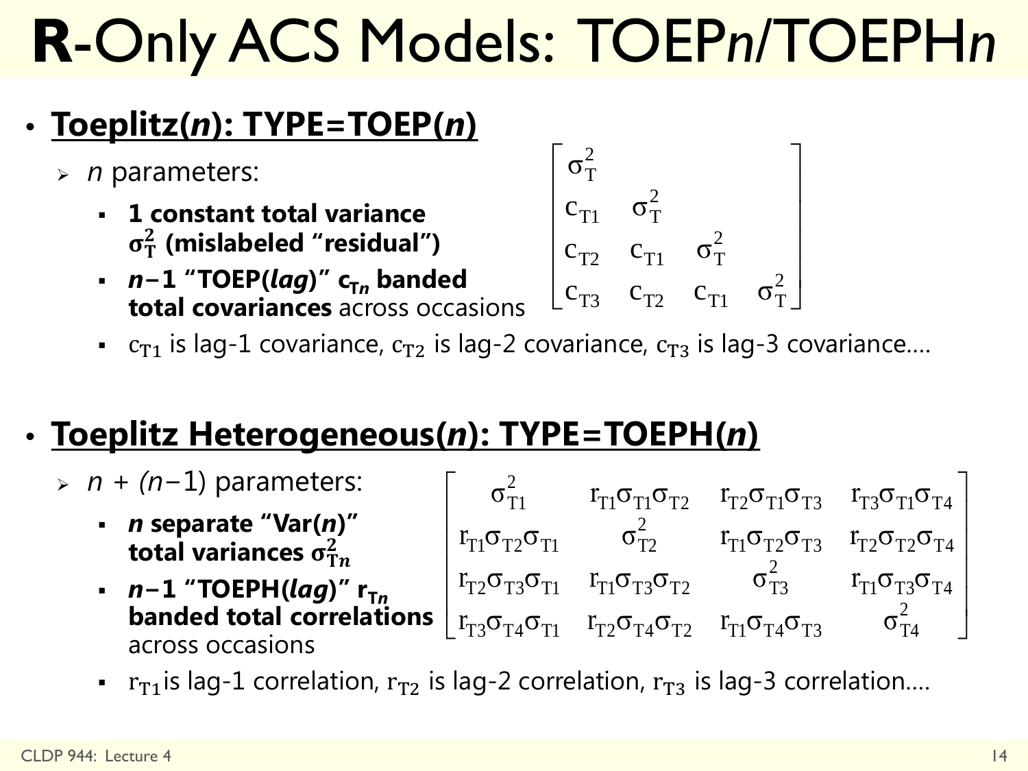# **R**-Only ACS Models: TOEP*n*/TOEPH*n*

- **Toeplitz(*n*): TYPE=TOEP(*n*)**
  - *n* parameters:
    - **1 constant total variance $\sigma^2_T$ (mislabeled "residual")**
    - ***n*−1 "TOEP(*lag*)" $c_{Tn}$ banded total covariances** across occasions

$$
\begin{bmatrix}
\sigma^2_T & & & \\
c_{T1} & \sigma^2_T & & \\
c_{T2} & c_{T1} & \sigma^2_T & \\
c_{T3} & c_{T2} & c_{T1} & \sigma^2_T
\end{bmatrix}
$$

    - $c_{T1}$ is lag-1 covariance, $c_{T2}$ is lag-2 covariance, $c_{T3}$ is lag-3 covariance….

- **Toeplitz Heterogeneous(*n*): TYPE=TOEPH(*n*)**
  - *n* + (*n*−1) parameters:
    - ***n* separate "Var(*n*)" total variances $\sigma^2_{Tn}$**
    - ***n*−1 "TOEPH(*lag*)" $r_{Tn}$ banded total correlations** across occasions

$$
\begin{bmatrix}
\sigma^2_{T1} & r_{T1}\sigma_{T1}\sigma_{T2} & r_{T2}\sigma_{T1}\sigma_{T3} & r_{T3}\sigma_{T1}\sigma_{T4} \\
r_{T1}\sigma_{T2}\sigma_{T1} & \sigma^2_{T2} & r_{T1}\sigma_{T2}\sigma_{T3} & r_{T2}\sigma_{T2}\sigma_{T4} \\
r_{T2}\sigma_{T3}\sigma_{T1} & r_{T1}\sigma_{T3}\sigma_{T2} & \sigma^2_{T3} & r_{T1}\sigma_{T3}\sigma_{T4} \\
r_{T3}\sigma_{T4}\sigma_{T1} & r_{T2}\sigma_{T4}\sigma_{T2} & r_{T1}\sigma_{T4}\sigma_{T3} & \sigma^2_{T4}
\end{bmatrix}
$$

    - $r_{T1}$ is lag-1 correlation, $r_{T2}$ is lag-2 correlation, $r_{T3}$ is lag-3 correlation….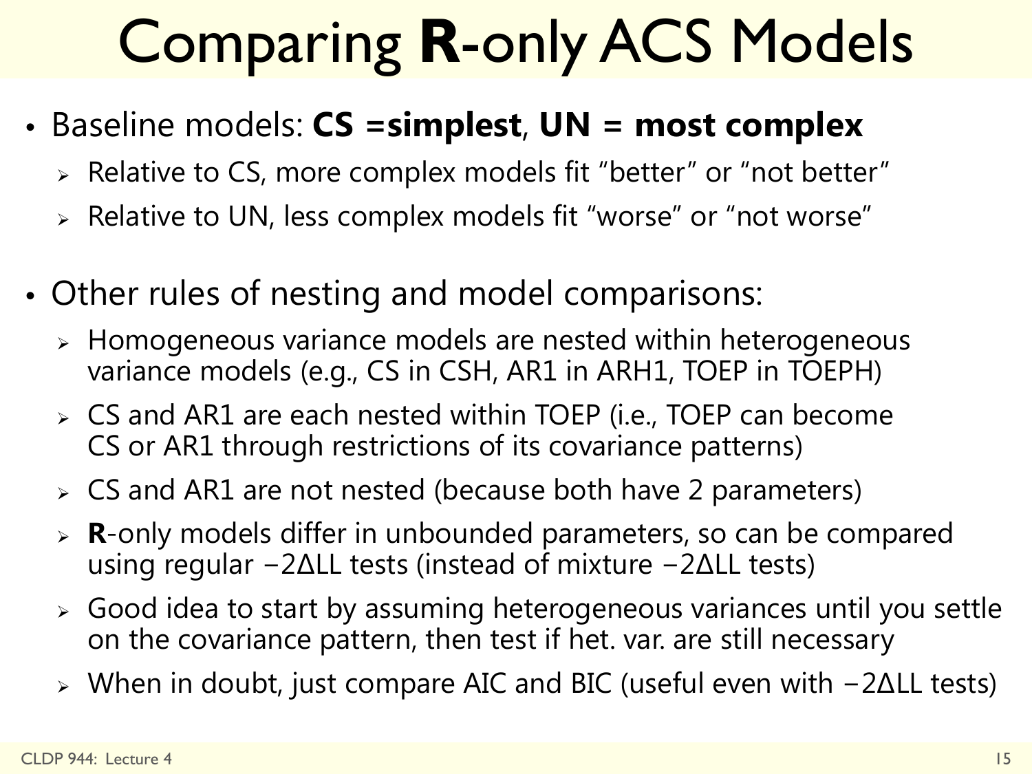# Comparing **R**-only ACS Models

- Baseline models: **CS =simplest**, **UN = most complex**
  - Relative to CS, more complex models fit "better" or "not better"
  - Relative to UN, less complex models fit "worse" or "not worse"

- Other rules of nesting and model comparisons:
  - Homogeneous variance models are nested within heterogeneous variance models (e.g., CS in CSH, AR1 in ARH1, TOEP in TOEPH)
  - CS and AR1 are each nested within TOEP (i.e., TOEP can become CS or AR1 through restrictions of its covariance patterns)
  - CS and AR1 are not nested (because both have 2 parameters)
  - **R**-only models differ in unbounded parameters, so can be compared using regular $-2\Delta LL$ tests (instead of mixture $-2\Delta LL$ tests)
  - Good idea to start by assuming heterogeneous variances until you settle on the covariance pattern, then test if het. var. are still necessary
  - When in doubt, just compare AIC and BIC (useful even with $-2\Delta LL$ tests)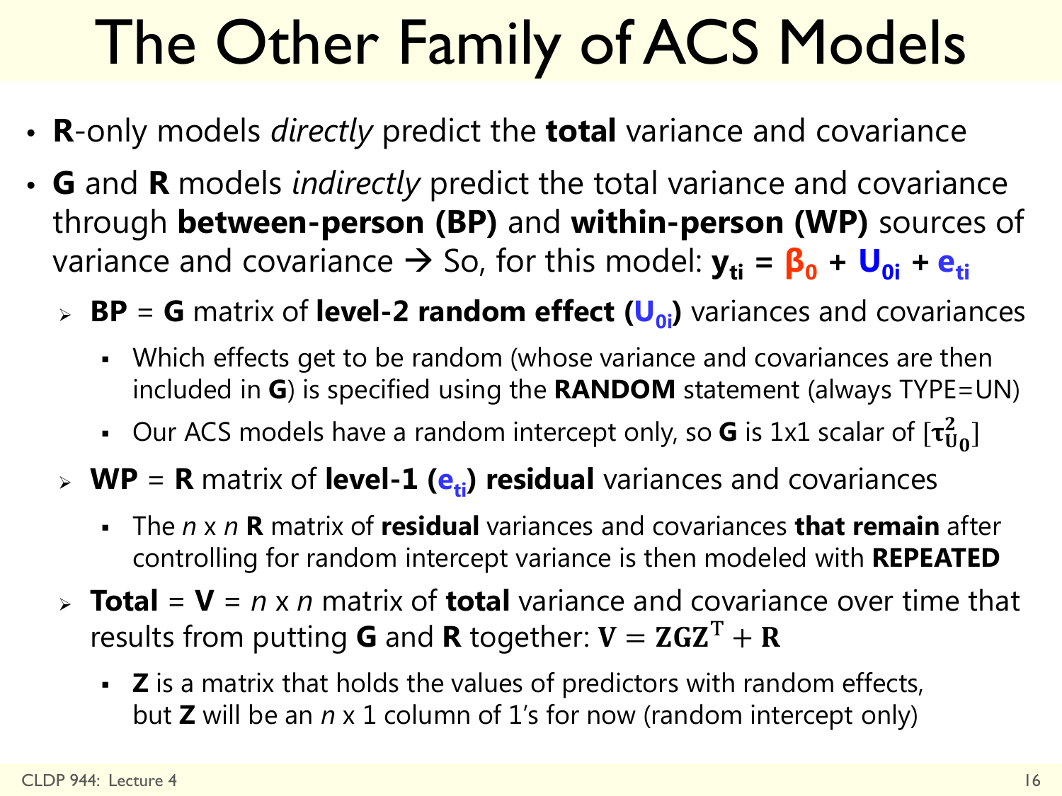# The Other Family of ACS Models

- **R**-only models *directly* predict the **total** variance and covariance
- **G** and **R** models *indirectly* predict the total variance and covariance through **between-person (BP)** and **within-person (WP)** sources of variance and covariance → So, for this model: $\mathbf{y_{ti}} = \boldsymbol{\beta_0} + \mathbf{U_{0i}} + \mathbf{e_{ti}}$
  - **BP** = **G** matrix of **level-2 random effect ($\mathbf{U_{0i}}$)** variances and covariances
    - Which effects get to be random (whose variance and covariances are then included in **G**) is specified using the **RANDOM** statement (always TYPE=UN)
    - Our ACS models have a random intercept only, so **G** is 1x1 scalar of $[\boldsymbol{\tau}^2_{\mathbf{U_0}}]$
  - **WP** = **R** matrix of **level-1 ($\mathbf{e_{ti}}$) residual** variances and covariances
    - The *n* x *n* **R** matrix of **residual** variances and covariances **that remain** after controlling for random intercept variance is then modeled with **REPEATED**
  - **Total** = **V** = *n* x *n* matrix of **total** variance and covariance over time that results from putting **G** and **R** together: $\mathbf{V} = \mathbf{ZGZ}^{\mathrm{T}} + \mathbf{R}$
    - **Z** is a matrix that holds the values of predictors with random effects, but **Z** will be an *n* x 1 column of 1's for now (random intercept only)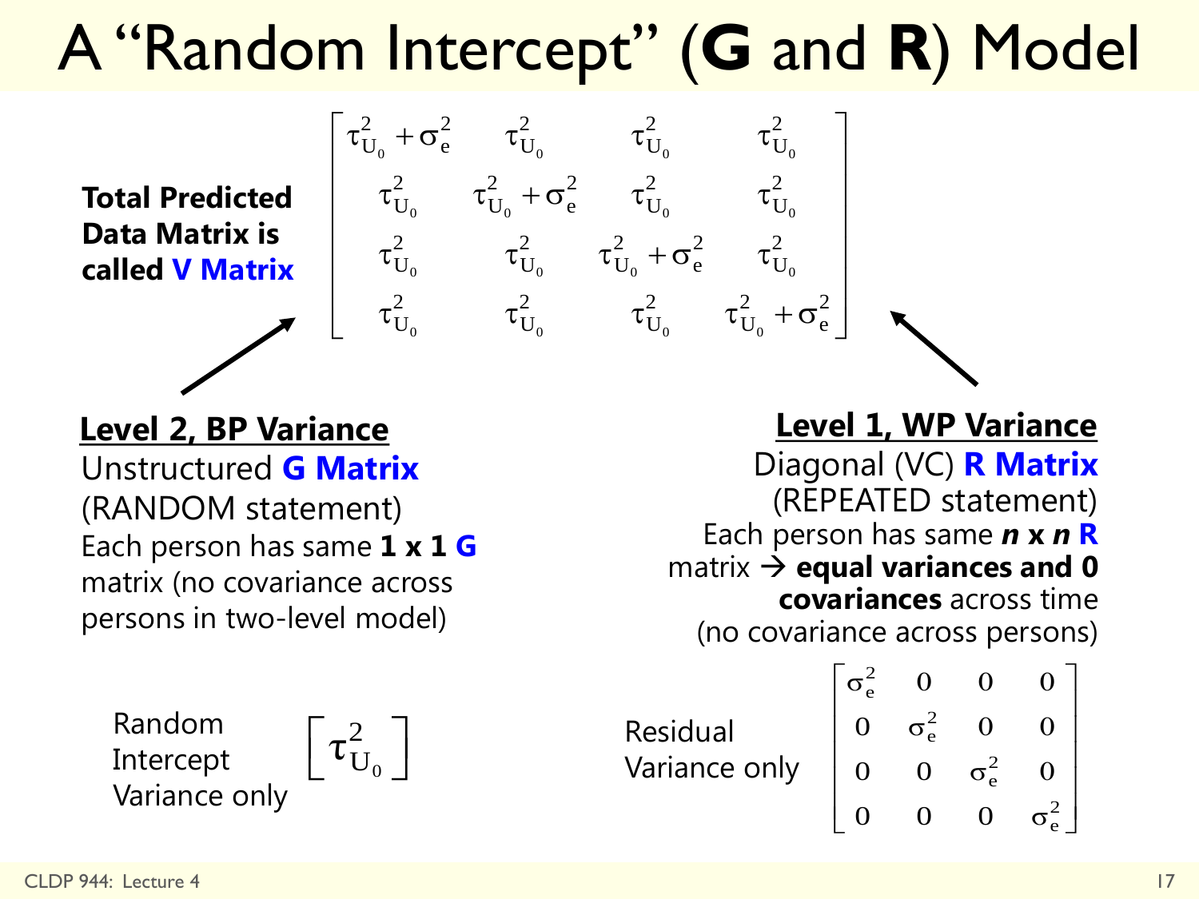# A "Random Intercept" (G and R) Model

**Total Predicted Data Matrix is called V Matrix**

$$\begin{bmatrix} \tau^2_{U_0} + \sigma^2_e & \tau^2_{U_0} & \tau^2_{U_0} & \tau^2_{U_0} \\ \tau^2_{U_0} & \tau^2_{U_0} + \sigma^2_e & \tau^2_{U_0} & \tau^2_{U_0} \\ \tau^2_{U_0} & \tau^2_{U_0} & \tau^2_{U_0} + \sigma^2_e & \tau^2_{U_0} \\ \tau^2_{U_0} & \tau^2_{U_0} & \tau^2_{U_0} & \tau^2_{U_0} + \sigma^2_e \end{bmatrix}$$

**Level 2, BP Variance**

Unstructured **G Matrix** (RANDOM statement)

Each person has same **1 x 1 G** matrix (no covariance across persons in two-level model)

Random Intercept Variance only

$$\begin{bmatrix} \tau^2_{U_0} \end{bmatrix}$$

**Level 1, WP Variance**

Diagonal (VC) **R Matrix** (REPEATED statement)

Each person has same ***n* x *n* R** matrix → **equal variances and 0 covariances** across time (no covariance across persons)

Residual Variance only

$$\begin{bmatrix} \sigma^2_e & 0 & 0 & 0 \\ 0 & \sigma^2_e & 0 & 0 \\ 0 & 0 & \sigma^2_e & 0 \\ 0 & 0 & 0 & \sigma^2_e \end{bmatrix}$$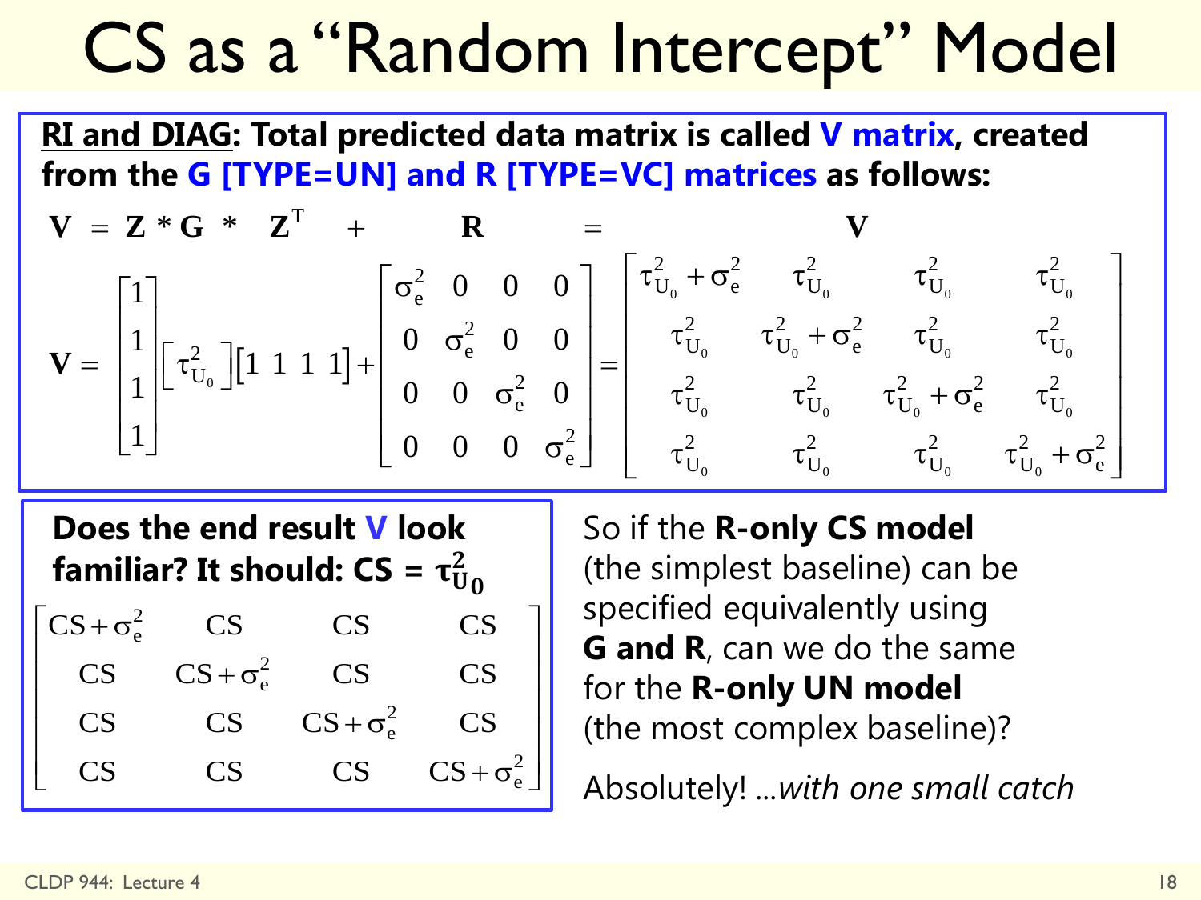# CS as a "Random Intercept" Model

**RI and DIAG: Total predicted data matrix is called V matrix, created from the G [TYPE=UN] and R [TYPE=VC] matrices as follows:**

$$\mathbf{V} = \mathbf{Z} * \mathbf{G} * \mathbf{Z}^T + \mathbf{R} = \mathbf{V}$$

$$\mathbf{V} = \begin{bmatrix} 1 \\ 1 \\ 1 \\ 1 \end{bmatrix} \begin{bmatrix} \tau^2_{U_0} \end{bmatrix} \begin{bmatrix} 1 & 1 & 1 & 1 \end{bmatrix} + \begin{bmatrix} \sigma^2_e & 0 & 0 & 0 \\ 0 & \sigma^2_e & 0 & 0 \\ 0 & 0 & \sigma^2_e & 0 \\ 0 & 0 & 0 & \sigma^2_e \end{bmatrix} = \begin{bmatrix} \tau^2_{U_0} + \sigma^2_e & \tau^2_{U_0} & \tau^2_{U_0} & \tau^2_{U_0} \\ \tau^2_{U_0} & \tau^2_{U_0} + \sigma^2_e & \tau^2_{U_0} & \tau^2_{U_0} \\ \tau^2_{U_0} & \tau^2_{U_0} & \tau^2_{U_0} + \sigma^2_e & \tau^2_{U_0} \\ \tau^2_{U_0} & \tau^2_{U_0} & \tau^2_{U_0} & \tau^2_{U_0} + \sigma^2_e \end{bmatrix}$$

**Does the end result V look familiar? It should: CS = $\tau^2_{U_0}$**

$$\begin{bmatrix} CS + \sigma^2_e & CS & CS & CS \\ CS & CS + \sigma^2_e & CS & CS \\ CS & CS & CS + \sigma^2_e & CS \\ CS & CS & CS & CS + \sigma^2_e \end{bmatrix}$$

So if the **R-only CS model** (the simplest baseline) can be specified equivalently using **G and R**, can we do the same for the **R-only UN model** (the most complex baseline)?

Absolutely! ...*with one small catch*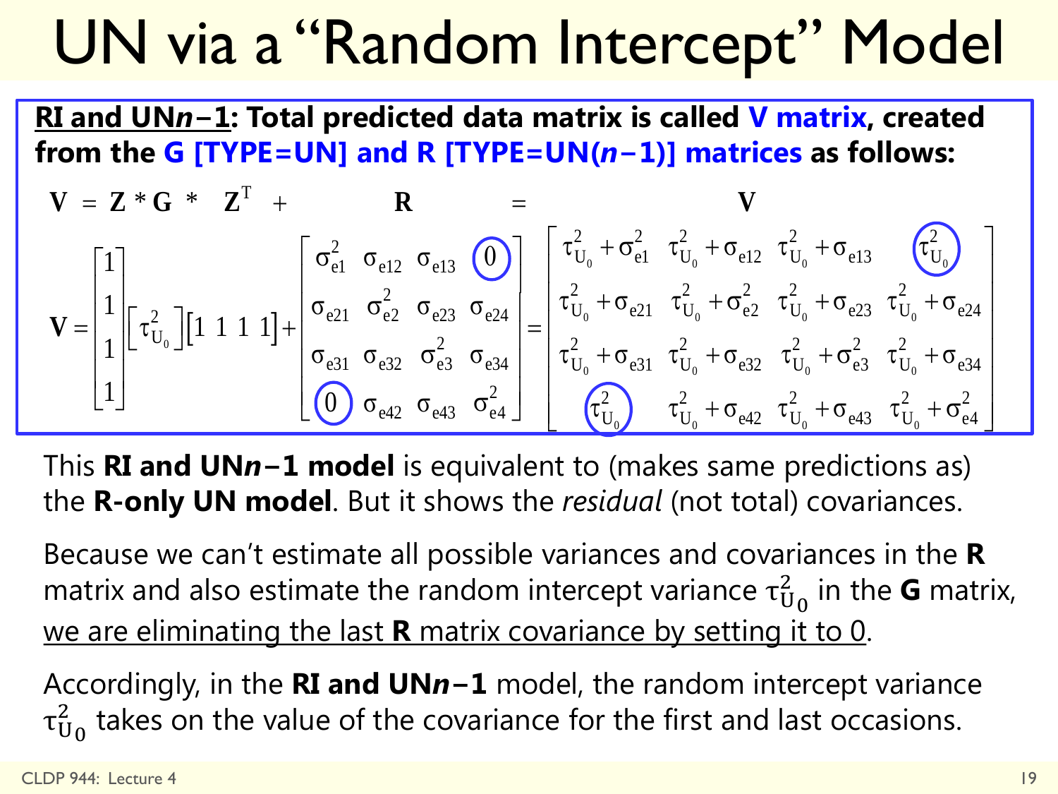# UN via a "Random Intercept" Model

**<u>RI and UN*n*−1</u>: Total predicted data matrix is called V matrix, created from the G [TYPE=UN] and R [TYPE=UN(*n*−1)] matrices as follows:**

$$\mathbf{V} = \mathbf{Z} * \mathbf{G} * \mathbf{Z}^T + \mathbf{R} = \mathbf{V}$$

$$\mathbf{V} = \begin{bmatrix} 1 \\ 1 \\ 1 \\ 1 \end{bmatrix} \begin{bmatrix} \tau^2_{U_0} \end{bmatrix} \begin{bmatrix} 1 & 1 & 1 & 1 \end{bmatrix} + \begin{bmatrix} \sigma^2_{e1} & \sigma_{e12} & \sigma_{e13} & 0 \\ \sigma_{e21} & \sigma^2_{e2} & \sigma_{e23} & \sigma_{e24} \\ \sigma_{e31} & \sigma_{e32} & \sigma^2_{e3} & \sigma_{e34} \\ 0 & \sigma_{e42} & \sigma_{e43} & \sigma^2_{e4} \end{bmatrix} = \begin{bmatrix} \tau^2_{U_0} + \sigma^2_{e1} & \tau^2_{U_0} + \sigma_{e12} & \tau^2_{U_0} + \sigma_{e13} & \tau^2_{U_0} \\ \tau^2_{U_0} + \sigma_{e21} & \tau^2_{U_0} + \sigma^2_{e2} & \tau^2_{U_0} + \sigma_{e23} & \tau^2_{U_0} + \sigma_{e24} \\ \tau^2_{U_0} + \sigma_{e31} & \tau^2_{U_0} + \sigma_{e32} & \tau^2_{U_0} + \sigma^2_{e3} & \tau^2_{U_0} + \sigma_{e34} \\ \tau^2_{U_0} & \tau^2_{U_0} + \sigma_{e42} & \tau^2_{U_0} + \sigma_{e43} & \tau^2_{U_0} + \sigma^2_{e4} \end{bmatrix}$$

This **RI and UN*n*−1 model** is equivalent to (makes same predictions as) the **R-only UN model**. But it shows the *residual* (not total) covariances.

Because we can't estimate all possible variances and covariances in the **R** matrix and also estimate the random intercept variance $\tau^2_{U_0}$ in the **G** matrix, <u>we are eliminating the last **R** matrix covariance by setting it to 0</u>.

Accordingly, in the **RI and UN*n*−1** model, the random intercept variance $\tau^2_{U_0}$ takes on the value of the covariance for the first and last occasions.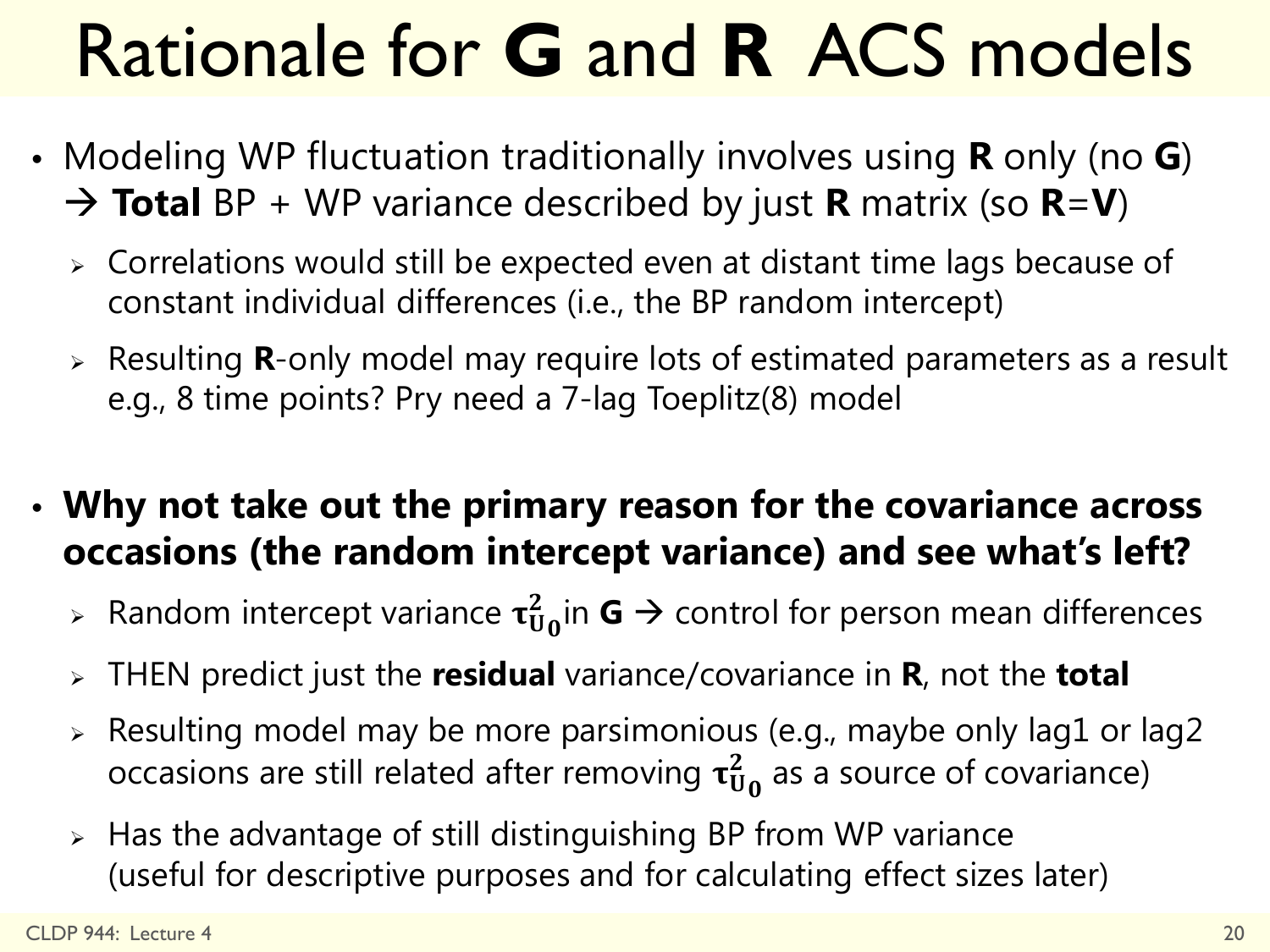# Rationale for **G** and **R** ACS models

- Modeling WP fluctuation traditionally involves using **R** only (no **G**) → **Total** BP + WP variance described by just **R** matrix (so **R**=**V**)
  - Correlations would still be expected even at distant time lags because of constant individual differences (i.e., the BP random intercept)
  - Resulting **R**-only model may require lots of estimated parameters as a result e.g., 8 time points? Pry need a 7-lag Toeplitz(8) model

- **Why not take out the primary reason for the covariance across occasions (the random intercept variance) and see what's left?**
  - Random intercept variance $\boldsymbol{\tau}^2_{\mathbf{U_0}}$ in **G** → control for person mean differences
  - THEN predict just the **residual** variance/covariance in **R**, not the **total**
  - Resulting model may be more parsimonious (e.g., maybe only lag1 or lag2 occasions are still related after removing $\boldsymbol{\tau}^2_{\mathbf{U_0}}$ as a source of covariance)
  - Has the advantage of still distinguishing BP from WP variance (useful for descriptive purposes and for calculating effect sizes later)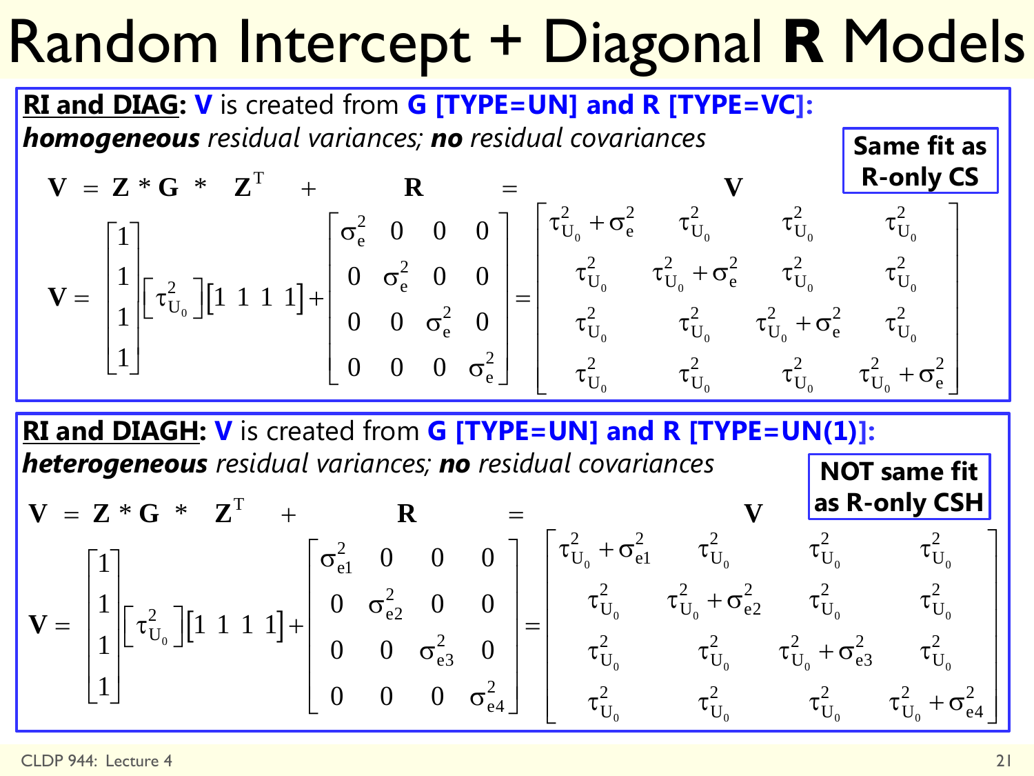# Random Intercept + Diagonal **R** Models

**RI and DIAG: V** is created from **G [TYPE=UN] and R [TYPE=VC]:**
***homogeneous*** *residual variances;* ***no*** *residual covariances*

**Same fit as R-only CS**

$$\mathbf{V} = \mathbf{Z} * \mathbf{G} * \mathbf{Z}^{T} + \mathbf{R} = \mathbf{V}$$

$$\mathbf{V} = \begin{bmatrix} 1 \\ 1 \\ 1 \\ 1 \end{bmatrix} \begin{bmatrix} \tau^2_{U_0} \end{bmatrix} \begin{bmatrix} 1 & 1 & 1 & 1 \end{bmatrix} + \begin{bmatrix} \sigma^2_e & 0 & 0 & 0 \\ 0 & \sigma^2_e & 0 & 0 \\ 0 & 0 & \sigma^2_e & 0 \\ 0 & 0 & 0 & \sigma^2_e \end{bmatrix} = \begin{bmatrix} \tau^2_{U_0} + \sigma^2_e & \tau^2_{U_0} & \tau^2_{U_0} & \tau^2_{U_0} \\ \tau^2_{U_0} & \tau^2_{U_0} + \sigma^2_e & \tau^2_{U_0} & \tau^2_{U_0} \\ \tau^2_{U_0} & \tau^2_{U_0} & \tau^2_{U_0} + \sigma^2_e & \tau^2_{U_0} \\ \tau^2_{U_0} & \tau^2_{U_0} & \tau^2_{U_0} & \tau^2_{U_0} + \sigma^2_e \end{bmatrix}$$

**RI and DIAGH: V** is created from **G [TYPE=UN] and R [TYPE=UN(1)]:**
***heterogeneous*** *residual variances;* ***no*** *residual covariances*

**NOT same fit as R-only CSH**

$$\mathbf{V} = \mathbf{Z} * \mathbf{G} * \mathbf{Z}^{T} + \mathbf{R} = \mathbf{V}$$

$$\mathbf{V} = \begin{bmatrix} 1 \\ 1 \\ 1 \\ 1 \end{bmatrix} \begin{bmatrix} \tau^2_{U_0} \end{bmatrix} \begin{bmatrix} 1 & 1 & 1 & 1 \end{bmatrix} + \begin{bmatrix} \sigma^2_{e1} & 0 & 0 & 0 \\ 0 & \sigma^2_{e2} & 0 & 0 \\ 0 & 0 & \sigma^2_{e3} & 0 \\ 0 & 0 & 0 & \sigma^2_{e4} \end{bmatrix} = \begin{bmatrix} \tau^2_{U_0} + \sigma^2_{e1} & \tau^2_{U_0} & \tau^2_{U_0} & \tau^2_{U_0} \\ \tau^2_{U_0} & \tau^2_{U_0} + \sigma^2_{e2} & \tau^2_{U_0} & \tau^2_{U_0} \\ \tau^2_{U_0} & \tau^2_{U_0} & \tau^2_{U_0} + \sigma^2_{e3} & \tau^2_{U_0} \\ \tau^2_{U_0} & \tau^2_{U_0} & \tau^2_{U_0} & \tau^2_{U_0} + \sigma^2_{e4} \end{bmatrix}$$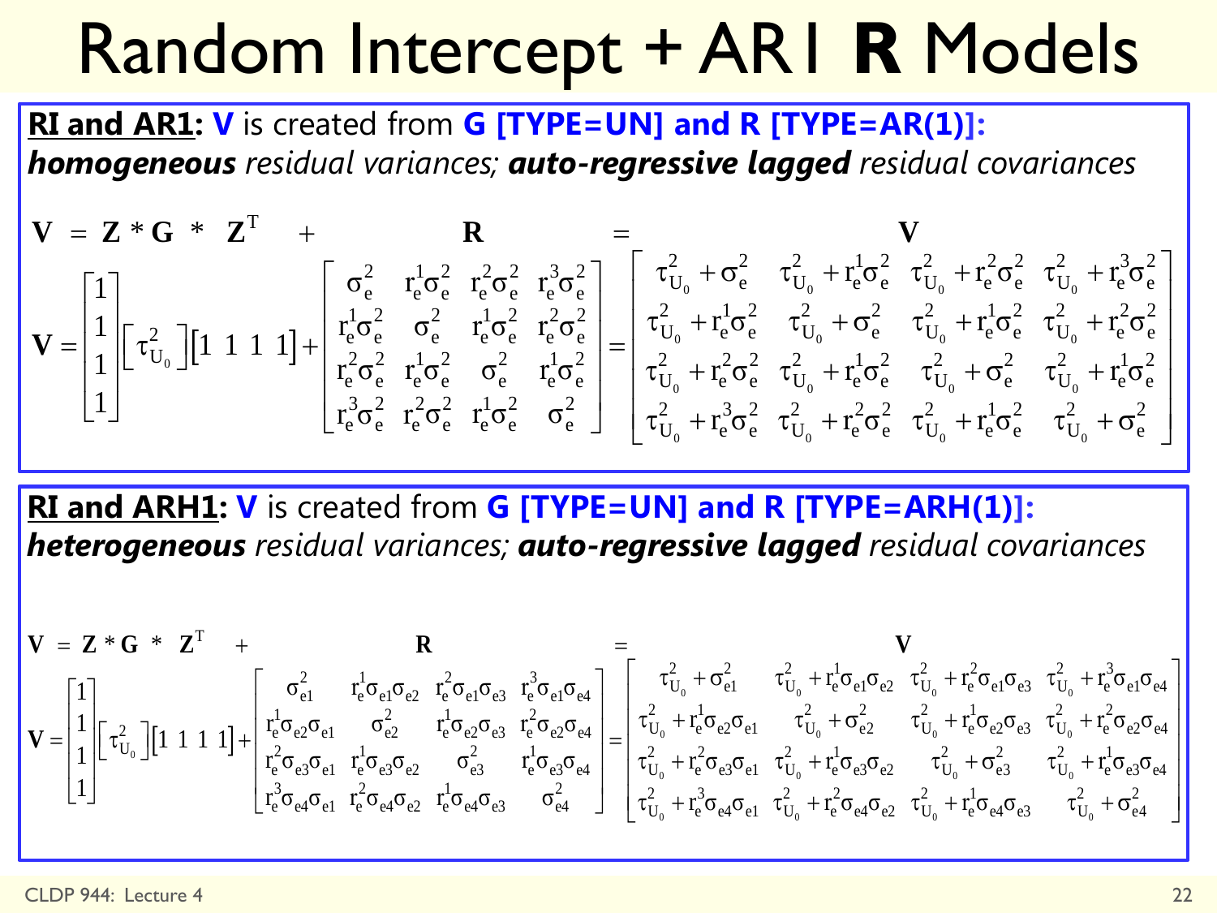# Random Intercept + AR1 **R** Models

**RI and AR1: V** is created from **G [TYPE=UN] and R [TYPE=AR(1)]:**
***homogeneous*** *residual variances;* ***auto-regressive lagged*** *residual covariances*

$$\mathbf{V} = \mathbf{Z} * \mathbf{G} * \mathbf{Z}^{T} + \mathbf{R} = \mathbf{V}$$

$$\mathbf{V} = \begin{bmatrix} 1 \\ 1 \\ 1 \\ 1 \end{bmatrix} \begin{bmatrix} \tau^2_{U_0} \end{bmatrix} \begin{bmatrix} 1 & 1 & 1 & 1 \end{bmatrix} + \begin{bmatrix} \sigma^2_e & r^1_e\sigma^2_e & r^2_e\sigma^2_e & r^3_e\sigma^2_e \\ r^1_e\sigma^2_e & \sigma^2_e & r^1_e\sigma^2_e & r^2_e\sigma^2_e \\ r^2_e\sigma^2_e & r^1_e\sigma^2_e & \sigma^2_e & r^1_e\sigma^2_e \\ r^3_e\sigma^2_e & r^2_e\sigma^2_e & r^1_e\sigma^2_e & \sigma^2_e \end{bmatrix} = \begin{bmatrix} \tau^2_{U_0} + \sigma^2_e & \tau^2_{U_0} + r^1_e\sigma^2_e & \tau^2_{U_0} + r^2_e\sigma^2_e & \tau^2_{U_0} + r^3_e\sigma^2_e \\ \tau^2_{U_0} + r^1_e\sigma^2_e & \tau^2_{U_0} + \sigma^2_e & \tau^2_{U_0} + r^1_e\sigma^2_e & \tau^2_{U_0} + r^2_e\sigma^2_e \\ \tau^2_{U_0} + r^2_e\sigma^2_e & \tau^2_{U_0} + r^1_e\sigma^2_e & \tau^2_{U_0} + \sigma^2_e & \tau^2_{U_0} + r^1_e\sigma^2_e \\ \tau^2_{U_0} + r^3_e\sigma^2_e & \tau^2_{U_0} + r^2_e\sigma^2_e & \tau^2_{U_0} + r^1_e\sigma^2_e & \tau^2_{U_0} + \sigma^2_e \end{bmatrix}$$

**RI and ARH1: V** is created from **G [TYPE=UN] and R [TYPE=ARH(1)]:**
***heterogeneous*** *residual variances;* ***auto-regressive lagged*** *residual covariances*

$$\mathbf{V} = \mathbf{Z} * \mathbf{G} * \mathbf{Z}^{T} + \mathbf{R} = \mathbf{V}$$

$$\mathbf{V} = \begin{bmatrix} 1 \\ 1 \\ 1 \\ 1 \end{bmatrix} \begin{bmatrix} \tau^2_{U_0} \end{bmatrix} \begin{bmatrix} 1 & 1 & 1 & 1 \end{bmatrix} + \begin{bmatrix} \sigma^2_{e1} & r^1_e\sigma_{e1}\sigma_{e2} & r^2_e\sigma_{e1}\sigma_{e3} & r^3_e\sigma_{e1}\sigma_{e4} \\ r^1_e\sigma_{e2}\sigma_{e1} & \sigma^2_{e2} & r^1_e\sigma_{e2}\sigma_{e3} & r^2_e\sigma_{e2}\sigma_{e4} \\ r^2_e\sigma_{e3}\sigma_{e1} & r^1_e\sigma_{e3}\sigma_{e2} & \sigma^2_{e3} & r^1_e\sigma_{e3}\sigma_{e4} \\ r^3_e\sigma_{e4}\sigma_{e1} & r^2_e\sigma_{e4}\sigma_{e2} & r^1_e\sigma_{e4}\sigma_{e3} & \sigma^2_{e4} \end{bmatrix} = \begin{bmatrix} \tau^2_{U_0} + \sigma^2_{e1} & \tau^2_{U_0} + r^1_e\sigma_{e1}\sigma_{e2} & \tau^2_{U_0} + r^2_e\sigma_{e1}\sigma_{e3} & \tau^2_{U_0} + r^3_e\sigma_{e1}\sigma_{e4} \\ \tau^2_{U_0} + r^1_e\sigma_{e2}\sigma_{e1} & \tau^2_{U_0} + \sigma^2_{e2} & \tau^2_{U_0} + r^1_e\sigma_{e2}\sigma_{e3} & \tau^2_{U_0} + r^2_e\sigma_{e2}\sigma_{e4} \\ \tau^2_{U_0} + r^2_e\sigma_{e3}\sigma_{e1} & \tau^2_{U_0} + r^1_e\sigma_{e3}\sigma_{e2} & \tau^2_{U_0} + \sigma^2_{e3} & \tau^2_{U_0} + r^1_e\sigma_{e3}\sigma_{e4} \\ \tau^2_{U_0} + r^3_e\sigma_{e4}\sigma_{e1} & \tau^2_{U_0} + r^2_e\sigma_{e4}\sigma_{e2} & \tau^2_{U_0} + r^1_e\sigma_{e4}\sigma_{e3} & \tau^2_{U_0} + \sigma^2_{e4} \end{bmatrix}$$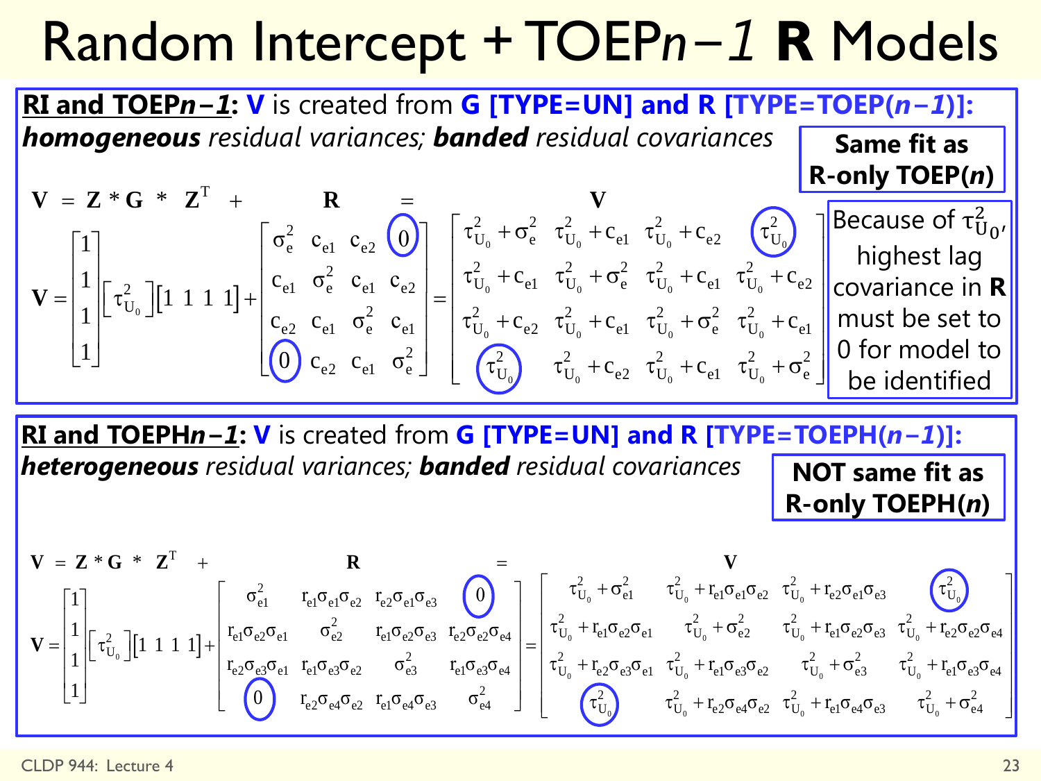# Random Intercept + TOEP$n-1$ R Models

**RI and TOEP$n-1$: V** is created from **G [TYPE=UN] and R [TYPE=TOEP($n-1$)]:** ***homogeneous*** *residual variances;* ***banded*** *residual covariances*

**Same fit as R-only TOEP($n$)**

$$\mathbf{V} = \mathbf{Z} * \mathbf{G} * \mathbf{Z}^{T} + \mathbf{R} = \mathbf{V}$$

$$\mathbf{V} = \begin{bmatrix} 1 \\ 1 \\ 1 \\ 1 \end{bmatrix} \begin{bmatrix} \tau^2_{U_0} \end{bmatrix} \begin{bmatrix} 1 & 1 & 1 & 1 \end{bmatrix} + \begin{bmatrix} \sigma^2_e & c_{e1} & c_{e2} & 0 \\ c_{e1} & \sigma^2_e & c_{e1} & c_{e2} \\ c_{e2} & c_{e1} & \sigma^2_e & c_{e1} \\ 0 & c_{e2} & c_{e1} & \sigma^2_e \end{bmatrix} = \begin{bmatrix} \tau^2_{U_0} + \sigma^2_e & \tau^2_{U_0} + c_{e1} & \tau^2_{U_0} + c_{e2} & \tau^2_{U_0} \\ \tau^2_{U_0} + c_{e1} & \tau^2_{U_0} + \sigma^2_e & \tau^2_{U_0} + c_{e1} & \tau^2_{U_0} + c_{e2} \\ \tau^2_{U_0} + c_{e2} & \tau^2_{U_0} + c_{e1} & \tau^2_{U_0} + \sigma^2_e & \tau^2_{U_0} + c_{e1} \\ \tau^2_{U_0} & \tau^2_{U_0} + c_{e2} & \tau^2_{U_0} + c_{e1} & \tau^2_{U_0} + \sigma^2_e \end{bmatrix}$$

Because of $\tau^2_{U_0}$, highest lag covariance in **R** must be set to 0 for model to be identified

**RI and TOEPH$n-1$: V** is created from **G [TYPE=UN] and R [TYPE=TOEPH($n-1$)]:** ***heterogeneous*** *residual variances;* ***banded*** *residual covariances*

**NOT same fit as R-only TOEPH($n$)**

$$\mathbf{V} = \mathbf{Z} * \mathbf{G} * \mathbf{Z}^{T} + \mathbf{R} = \mathbf{V}$$

$$\mathbf{V} = \begin{bmatrix} 1 \\ 1 \\ 1 \\ 1 \end{bmatrix} \begin{bmatrix} \tau^2_{U_0} \end{bmatrix} \begin{bmatrix} 1 & 1 & 1 & 1 \end{bmatrix} + \begin{bmatrix} \sigma^2_{e1} & r_{e1}\sigma_{e1}\sigma_{e2} & r_{e2}\sigma_{e1}\sigma_{e3} & 0 \\ r_{e1}\sigma_{e2}\sigma_{e1} & \sigma^2_{e2} & r_{e1}\sigma_{e2}\sigma_{e3} & r_{e2}\sigma_{e2}\sigma_{e4} \\ r_{e2}\sigma_{e3}\sigma_{e1} & r_{e1}\sigma_{e3}\sigma_{e2} & \sigma^2_{e3} & r_{e1}\sigma_{e3}\sigma_{e4} \\ 0 & r_{e2}\sigma_{e4}\sigma_{e2} & r_{e1}\sigma_{e4}\sigma_{e3} & \sigma^2_{e4} \end{bmatrix} = \begin{bmatrix} \tau^2_{U_0} + \sigma^2_{e1} & \tau^2_{U_0} + r_{e1}\sigma_{e1}\sigma_{e2} & \tau^2_{U_0} + r_{e2}\sigma_{e1}\sigma_{e3} & \tau^2_{U_0} \\ \tau^2_{U_0} + r_{e1}\sigma_{e2}\sigma_{e1} & \tau^2_{U_0} + \sigma^2_{e2} & \tau^2_{U_0} + r_{e1}\sigma_{e2}\sigma_{e3} & \tau^2_{U_0} + r_{e2}\sigma_{e2}\sigma_{e4} \\ \tau^2_{U_0} + r_{e2}\sigma_{e3}\sigma_{e1} & \tau^2_{U_0} + r_{e1}\sigma_{e3}\sigma_{e2} & \tau^2_{U_0} + \sigma^2_{e3} & \tau^2_{U_0} + r_{e1}\sigma_{e3}\sigma_{e4} \\ \tau^2_{U_0} & \tau^2_{U_0} + r_{e2}\sigma_{e4}\sigma_{e2} & \tau^2_{U_0} + r_{e1}\sigma_{e4}\sigma_{e3} & \tau^2_{U_0} + \sigma^2_{e4} \end{bmatrix}$$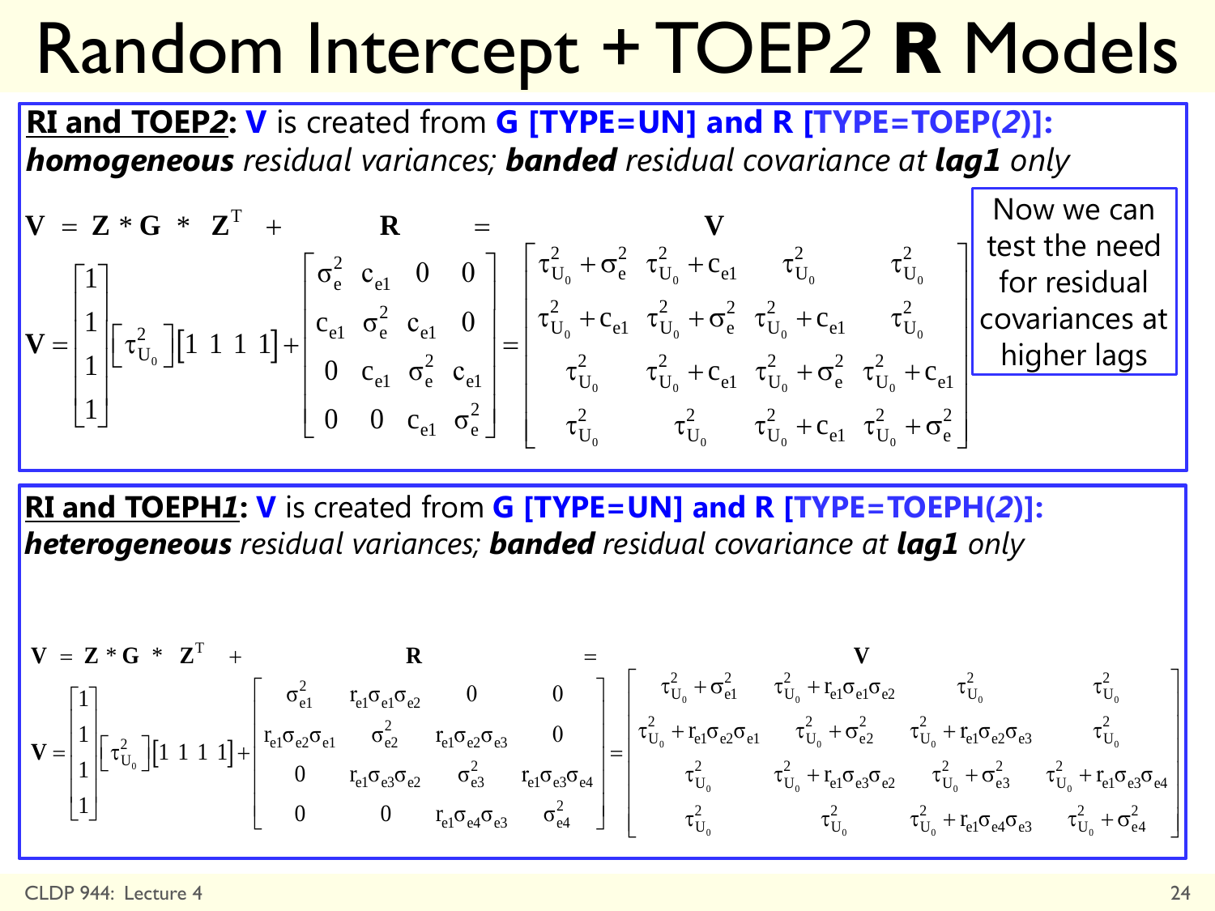# Random Intercept + TOEP*2* **R** Models

**RI and TOEP*2*: V** is created from **G [TYPE=UN] and R [TYPE=TOEP(*2*)]:** ***homogeneous*** *residual variances;* ***banded*** *residual covariance at* ***lag1*** *only*

$$\mathbf{V} = \mathbf{Z} * \mathbf{G} * \mathbf{Z}^T + \mathbf{R} = \mathbf{V}$$

$$\mathbf{V} = \begin{bmatrix}1\\1\\1\\1\end{bmatrix}\begin{bmatrix}\tau^2_{U_0}\end{bmatrix}\begin{bmatrix}1 & 1 & 1 & 1\end{bmatrix} + \begin{bmatrix}\sigma^2_e & c_{e1} & 0 & 0\\ c_{e1} & \sigma^2_e & c_{e1} & 0\\ 0 & c_{e1} & \sigma^2_e & c_{e1}\\ 0 & 0 & c_{e1} & \sigma^2_e\end{bmatrix} = \begin{bmatrix}\tau^2_{U_0}+\sigma^2_e & \tau^2_{U_0}+c_{e1} & \tau^2_{U_0} & \tau^2_{U_0}\\ \tau^2_{U_0}+c_{e1} & \tau^2_{U_0}+\sigma^2_e & \tau^2_{U_0}+c_{e1} & \tau^2_{U_0}\\ \tau^2_{U_0} & \tau^2_{U_0}+c_{e1} & \tau^2_{U_0}+\sigma^2_e & \tau^2_{U_0}+c_{e1}\\ \tau^2_{U_0} & \tau^2_{U_0} & \tau^2_{U_0}+c_{e1} & \tau^2_{U_0}+\sigma^2_e\end{bmatrix}$$

Now we can test the need for residual covariances at higher lags

**RI and TOEPH*1*: V** is created from **G [TYPE=UN] and R [TYPE=TOEPH(*2*)]:** ***heterogeneous*** *residual variances;* ***banded*** *residual covariance at* ***lag1*** *only*

$$\mathbf{V} = \mathbf{Z} * \mathbf{G} * \mathbf{Z}^T + \mathbf{R} = \mathbf{V}$$

$$\mathbf{V} = \begin{bmatrix}1\\1\\1\\1\end{bmatrix}\begin{bmatrix}\tau^2_{U_0}\end{bmatrix}\begin{bmatrix}1 & 1 & 1 & 1\end{bmatrix} + \begin{bmatrix}\sigma^2_{e1} & r_{e1}\sigma_{e1}\sigma_{e2} & 0 & 0\\ r_{e1}\sigma_{e2}\sigma_{e1} & \sigma^2_{e2} & r_{e1}\sigma_{e2}\sigma_{e3} & 0\\ 0 & r_{e1}\sigma_{e3}\sigma_{e2} & \sigma^2_{e3} & r_{e1}\sigma_{e3}\sigma_{e4}\\ 0 & 0 & r_{e1}\sigma_{e4}\sigma_{e3} & \sigma^2_{e4}\end{bmatrix} = \begin{bmatrix}\tau^2_{U_0}+\sigma^2_{e1} & \tau^2_{U_0}+r_{e1}\sigma_{e1}\sigma_{e2} & \tau^2_{U_0} & \tau^2_{U_0}\\ \tau^2_{U_0}+r_{e1}\sigma_{e2}\sigma_{e1} & \tau^2_{U_0}+\sigma^2_{e2} & \tau^2_{U_0}+r_{e1}\sigma_{e2}\sigma_{e3} & \tau^2_{U_0}\\ \tau^2_{U_0} & \tau^2_{U_0}+r_{e1}\sigma_{e3}\sigma_{e2} & \tau^2_{U_0}+\sigma^2_{e3} & \tau^2_{U_0}+r_{e1}\sigma_{e3}\sigma_{e4}\\ \tau^2_{U_0} & \tau^2_{U_0} & \tau^2_{U_0}+r_{e1}\sigma_{e4}\sigma_{e3} & \tau^2_{U_0}+\sigma^2_{e4}\end{bmatrix}$$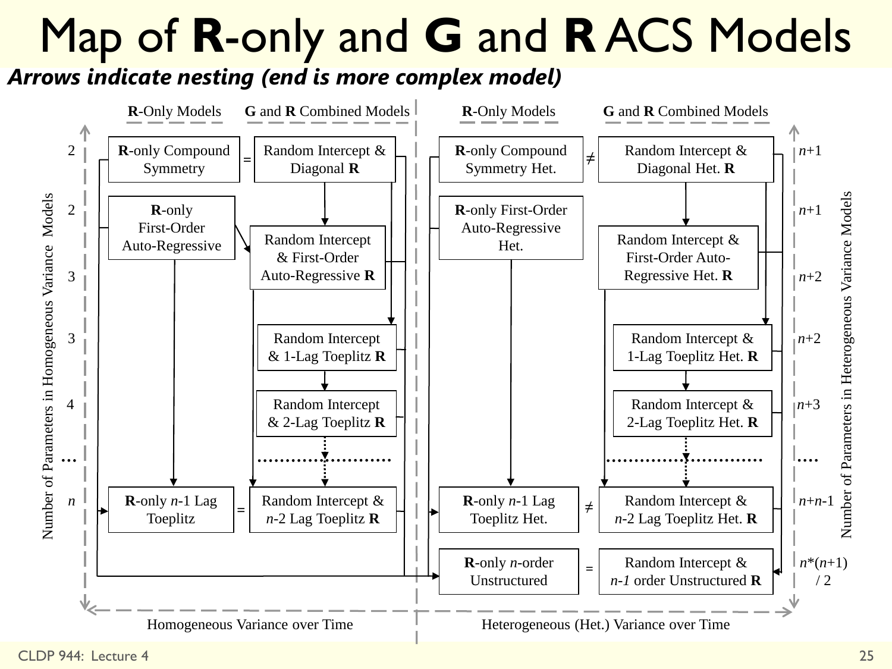# Map of **R**-only and **G** and **R** ACS Models

***Arrows indicate nesting (end is more complex model)***

| Number of Parameters in Homogeneous Variance Models | **R**-Only Models | | **G** and **R** Combined Models | **R**-Only Models | | **G** and **R** Combined Models | Number of Parameters in Heterogeneous Variance Models |
|---|---|---|---|---|---|---|---|
| 2 | **R**-only Compound Symmetry | = | Random Intercept & Diagonal **R** | **R**-only Compound Symmetry Het. | ≠ | Random Intercept & Diagonal Het. **R** | $n$+1 |
| 2 | **R**-only First-Order Auto-Regressive | | | **R**-only First-Order Auto-Regressive Het. | | | $n$+1 |
| 3 | | | Random Intercept & First-Order Auto-Regressive **R** | | | Random Intercept & First-Order Auto-Regressive Het. **R** | $n$+2 |
| 3 | | | Random Intercept & 1-Lag Toeplitz **R** | | | Random Intercept & 1-Lag Toeplitz Het. **R** | $n$+2 |
| 4 | | | Random Intercept & 2-Lag Toeplitz **R** | | | Random Intercept & 2-Lag Toeplitz Het. **R** | $n$+3 |
| … | | | …………………… | | | …………………… | …. |
| $n$ | **R**-only $n$-1 Lag Toeplitz | = | Random Intercept & $n$-2 Lag Toeplitz **R** | **R**-only $n$-1 Lag Toeplitz Het. | ≠ | Random Intercept & $n$-2 Lag Toeplitz Het. **R** | $n$+$n$-1 |
| | | | | **R**-only $n$-order Unstructured | = | Random Intercept & $n$-1 order Unstructured **R** | $n$*($n$+1) / 2 |

Homogeneous Variance over Time | Heterogeneous (Het.) Variance over Time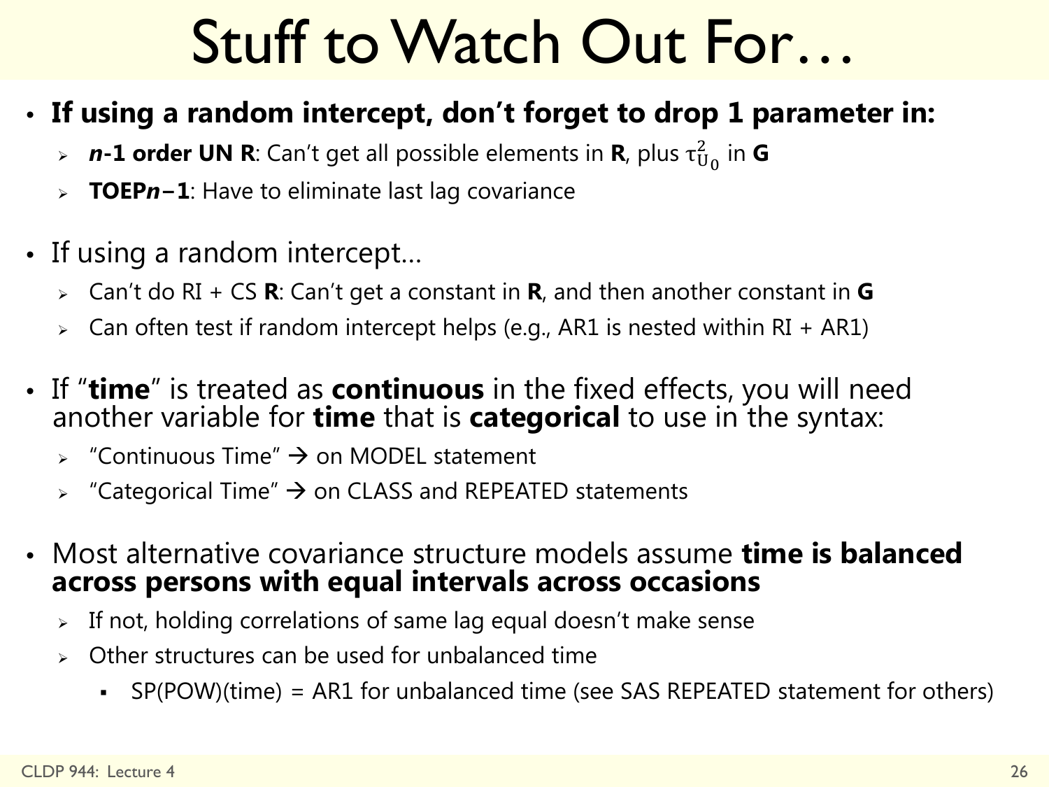# Stuff to Watch Out For…

- **If using a random intercept, don't forget to drop 1 parameter in:**
  - ***n*-1 order UN R**: Can't get all possible elements in **R**, plus $\tau^2_{U_0}$ in **G**
  - **TOEP*n*−1**: Have to eliminate last lag covariance

- If using a random intercept…
  - Can't do RI + CS **R**: Can't get a constant in **R**, and then another constant in **G**
  - Can often test if random intercept helps (e.g., AR1 is nested within RI + AR1)

- If "**time**" is treated as **continuous** in the fixed effects, you will need another variable for **time** that is **categorical** to use in the syntax:
  - "Continuous Time" → on MODEL statement
  - "Categorical Time" → on CLASS and REPEATED statements

- Most alternative covariance structure models assume **time is balanced across persons with equal intervals across occasions**
  - If not, holding correlations of same lag equal doesn't make sense
  - Other structures can be used for unbalanced time
    - SP(POW)(time) = AR1 for unbalanced time (see SAS REPEATED statement for others)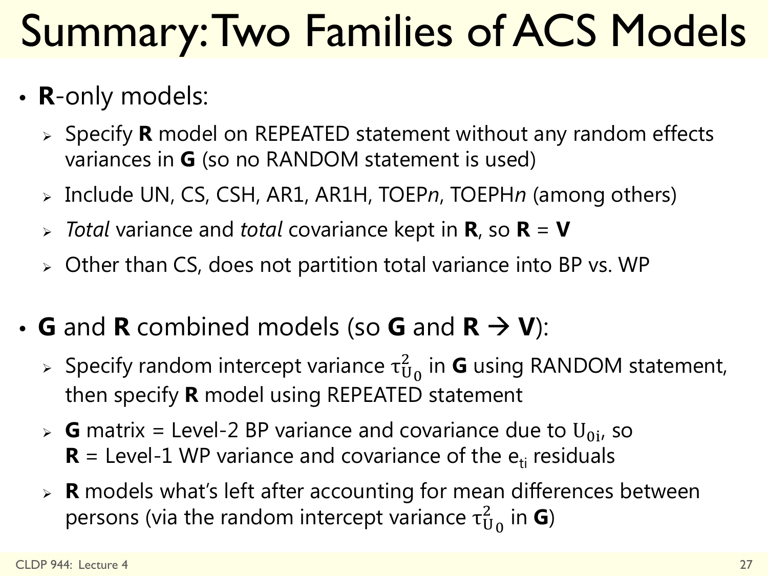# Summary: Two Families of ACS Models

- **R**-only models:
  - Specify **R** model on REPEATED statement without any random effects variances in **G** (so no RANDOM statement is used)
  - Include UN, CS, CSH, AR1, AR1H, TOEP*n*, TOEPH*n* (among others)
  - *Total* variance and *total* covariance kept in **R**, so **R** = **V**
  - Other than CS, does not partition total variance into BP vs. WP

- **G** and **R** combined models (so **G** and **R** → **V**):
  - Specify random intercept variance $\tau^2_{U_0}$ in **G** using RANDOM statement, then specify **R** model using REPEATED statement
  - **G** matrix = Level-2 BP variance and covariance due to $U_{0i}$, so **R** = Level-1 WP variance and covariance of the $e_{ti}$ residuals
  - **R** models what's left after accounting for mean differences between persons (via the random intercept variance $\tau^2_{U_0}$ in **G**)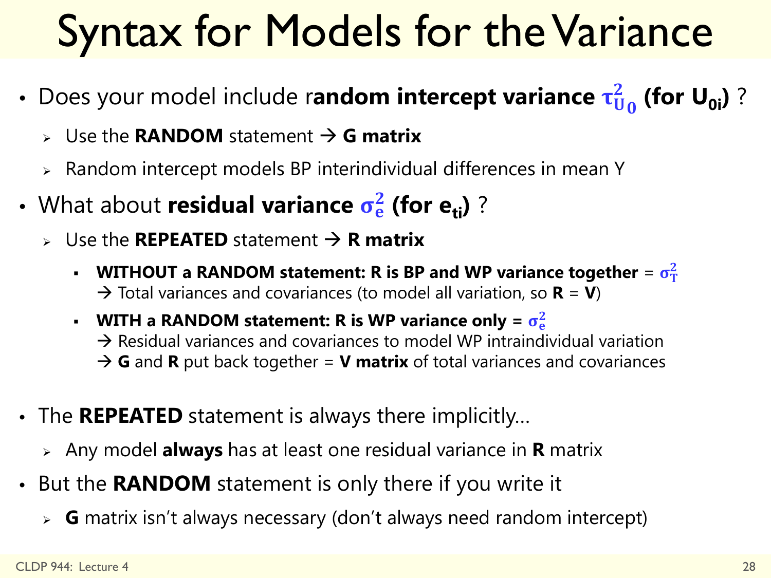# Syntax for Models for the Variance

- Does your model include r**andom intercept variance $\tau^2_{U_0}$ (for $U_{0i}$)** ?
  - Use the **RANDOM** statement → **G matrix**
  - Random intercept models BP interindividual differences in mean Y
- What about **residual variance $\sigma^2_e$ (for $e_{ti}$)** ?
  - Use the **REPEATED** statement → **R matrix**
    - **WITHOUT a RANDOM statement: R is BP and WP variance together** = $\sigma^2_T$
      → Total variances and covariances (to model all variation, so **R** = **V**)
    - **WITH a RANDOM statement: R is WP variance only = $\sigma^2_e$**
      → Residual variances and covariances to model WP intraindividual variation
      → **G** and **R** put back together = **V matrix** of total variances and covariances
- The **REPEATED** statement is always there implicitly…
  - Any model **always** has at least one residual variance in **R** matrix
- But the **RANDOM** statement is only there if you write it
  - **G** matrix isn't always necessary (don't always need random intercept)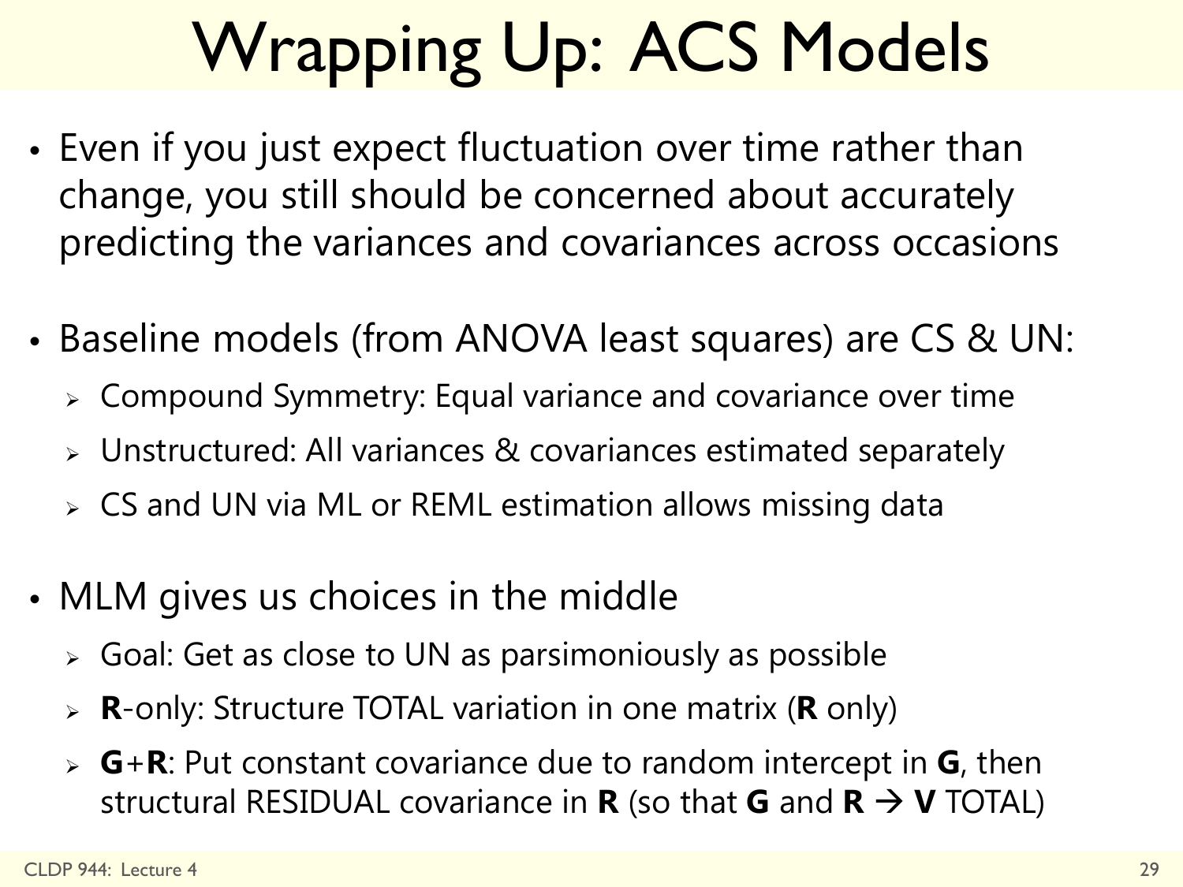# Wrapping Up: ACS Models

- Even if you just expect fluctuation over time rather than change, you still should be concerned about accurately predicting the variances and covariances across occasions

- Baseline models (from ANOVA least squares) are CS & UN:
  - Compound Symmetry: Equal variance and covariance over time
  - Unstructured: All variances & covariances estimated separately
  - CS and UN via ML or REML estimation allows missing data

- MLM gives us choices in the middle
  - Goal: Get as close to UN as parsimoniously as possible
  - **R**-only: Structure TOTAL variation in one matrix (**R** only)
  - **G**+**R**: Put constant covariance due to random intercept in **G**, then structural RESIDUAL covariance in **R** (so that **G** and **R** → **V** TOTAL)